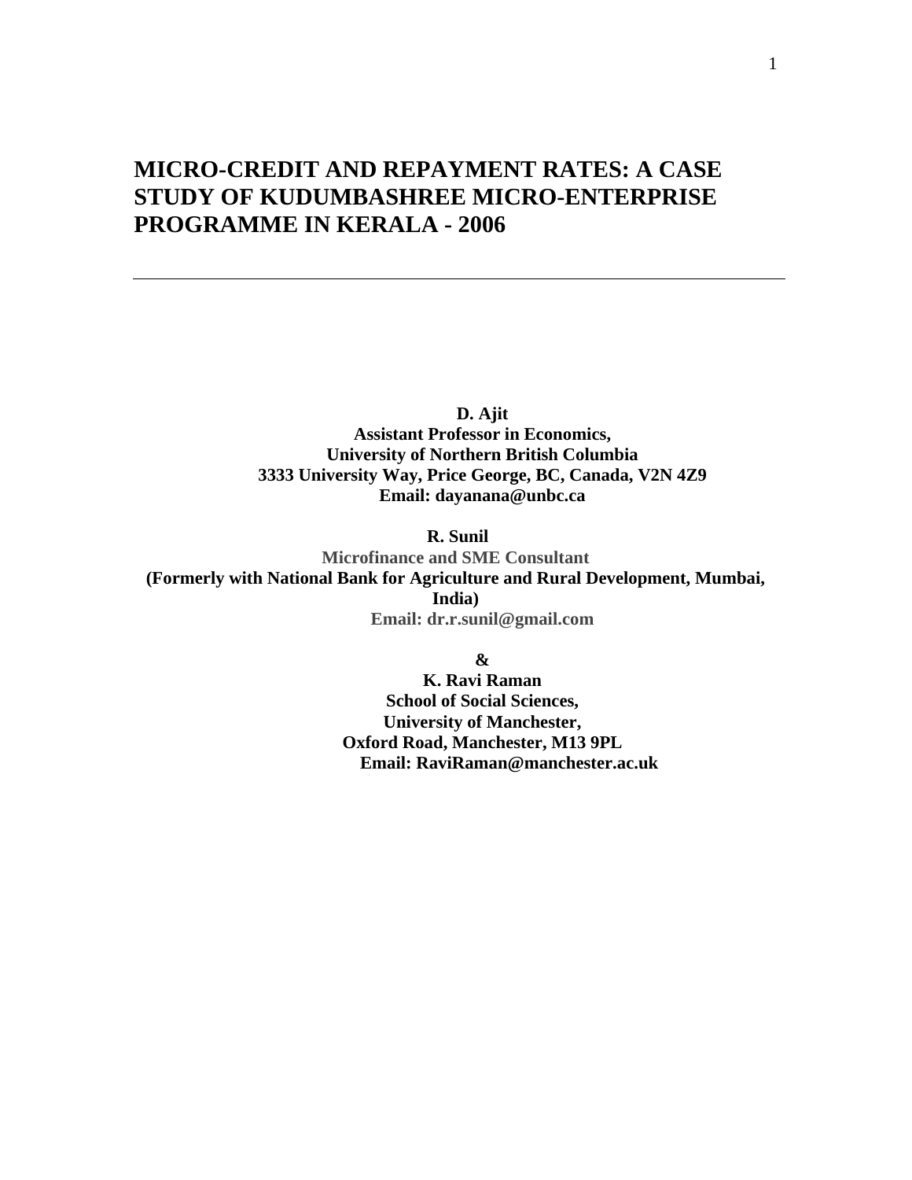# MICRO-CREDIT AND REPAYMENT RATES: A CASE STUDY OF KUDUMBASHREE MICRO-ENTERPRISE PROGRAMME IN KERALA - 2006

---

**D. Ajit**
**Assistant Professor in Economics,**
**University of Northern British Columbia**
**3333 University Way, Price George, BC, Canada, V2N 4Z9**
**Email: dayanana@unbc.ca**

**R. Sunil**
**Microfinance and SME Consultant**
**(Formerly with National Bank for Agriculture and Rural Development, Mumbai, India)**
**Email: dr.r.sunil@gmail.com**

**&**

**K. Ravi Raman**
**School of Social Sciences,**
**University of Manchester,**
**Oxford Road, Manchester, M13 9PL**
**Email: RaviRaman@manchester.ac.uk**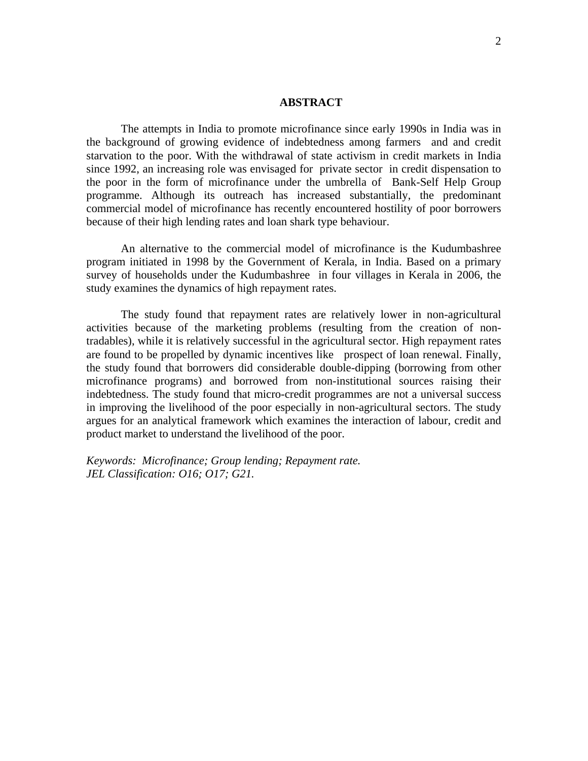## ABSTRACT

The attempts in India to promote microfinance since early 1990s in India was in the background of growing evidence of indebtedness among farmers and and credit starvation to the poor. With the withdrawal of state activism in credit markets in India since 1992, an increasing role was envisaged for private sector in credit dispensation to the poor in the form of microfinance under the umbrella of Bank-Self Help Group programme. Although its outreach has increased substantially, the predominant commercial model of microfinance has recently encountered hostility of poor borrowers because of their high lending rates and loan shark type behaviour.

An alternative to the commercial model of microfinance is the Kudumbashree program initiated in 1998 by the Government of Kerala, in India. Based on a primary survey of households under the Kudumbashree in four villages in Kerala in 2006, the study examines the dynamics of high repayment rates.

The study found that repayment rates are relatively lower in non-agricultural activities because of the marketing problems (resulting from the creation of non-tradables), while it is relatively successful in the agricultural sector. High repayment rates are found to be propelled by dynamic incentives like prospect of loan renewal. Finally, the study found that borrowers did considerable double-dipping (borrowing from other microfinance programs) and borrowed from non-institutional sources raising their indebtedness. The study found that micro-credit programmes are not a universal success in improving the livelihood of the poor especially in non-agricultural sectors. The study argues for an analytical framework which examines the interaction of labour, credit and product market to understand the livelihood of the poor.

*Keywords: Microfinance; Group lending; Repayment rate.*
*JEL Classification: O16; O17; G21.*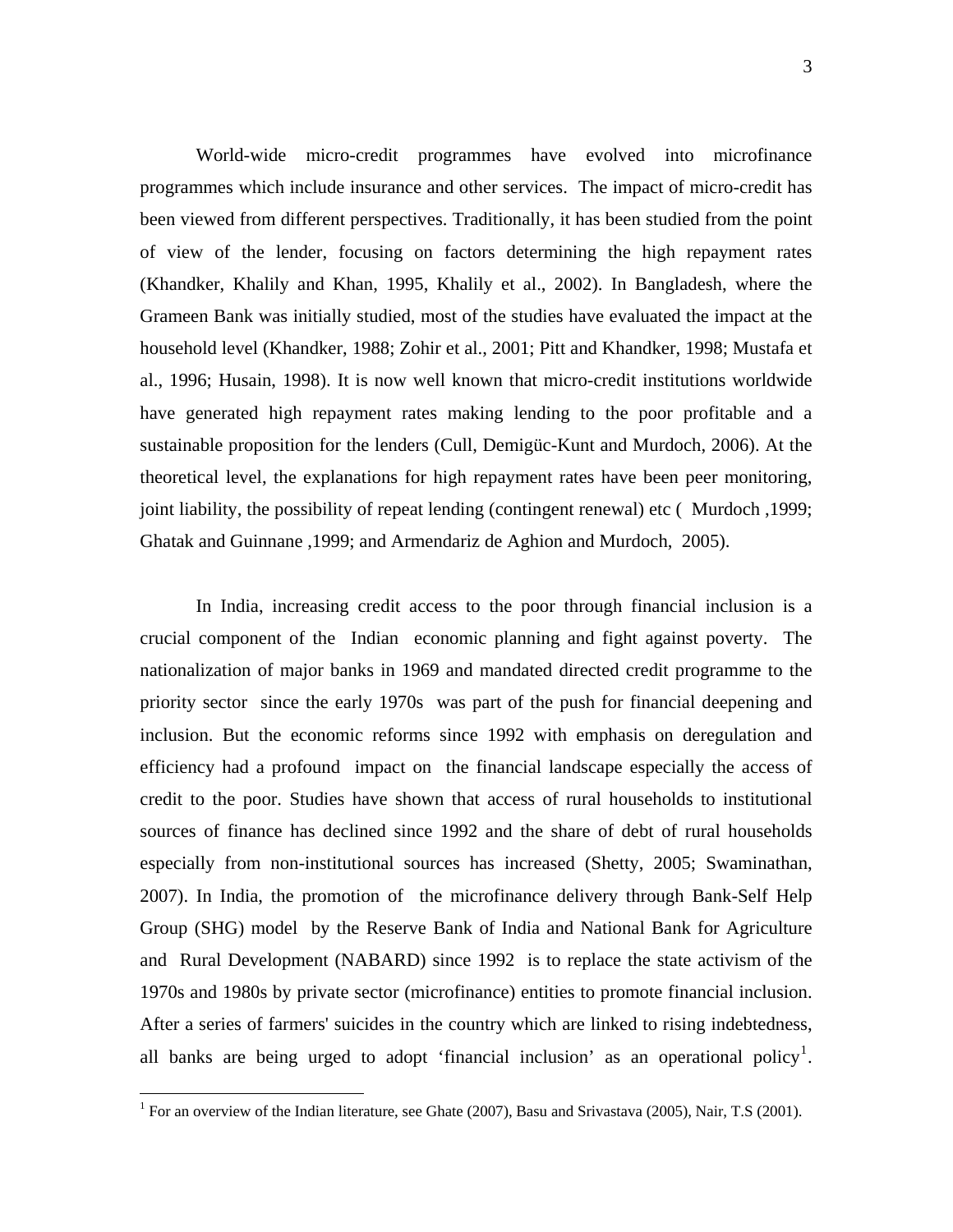World-wide micro-credit programmes have evolved into microfinance programmes which include insurance and other services. The impact of micro-credit has been viewed from different perspectives. Traditionally, it has been studied from the point of view of the lender, focusing on factors determining the high repayment rates (Khandker, Khalily and Khan, 1995, Khalily et al., 2002). In Bangladesh, where the Grameen Bank was initially studied, most of the studies have evaluated the impact at the household level (Khandker, 1988; Zohir et al., 2001; Pitt and Khandker, 1998; Mustafa et al., 1996; Husain, 1998). It is now well known that micro-credit institutions worldwide have generated high repayment rates making lending to the poor profitable and a sustainable proposition for the lenders (Cull, Demigüc-Kunt and Murdoch, 2006). At the theoretical level, the explanations for high repayment rates have been peer monitoring, joint liability, the possibility of repeat lending (contingent renewal) etc ( Murdoch ,1999; Ghatak and Guinnane ,1999; and Armendariz de Aghion and Murdoch, 2005).

In India, increasing credit access to the poor through financial inclusion is a crucial component of the Indian economic planning and fight against poverty. The nationalization of major banks in 1969 and mandated directed credit programme to the priority sector since the early 1970s was part of the push for financial deepening and inclusion. But the economic reforms since 1992 with emphasis on deregulation and efficiency had a profound impact on the financial landscape especially the access of credit to the poor. Studies have shown that access of rural households to institutional sources of finance has declined since 1992 and the share of debt of rural households especially from non-institutional sources has increased (Shetty, 2005; Swaminathan, 2007). In India, the promotion of the microfinance delivery through Bank-Self Help Group (SHG) model by the Reserve Bank of India and National Bank for Agriculture and Rural Development (NABARD) since 1992 is to replace the state activism of the 1970s and 1980s by private sector (microfinance) entities to promote financial inclusion. After a series of farmers' suicides in the country which are linked to rising indebtedness, all banks are being urged to adopt 'financial inclusion' as an operational policy[1].

[1] For an overview of the Indian literature, see Ghate (2007), Basu and Srivastava (2005), Nair, T.S (2001).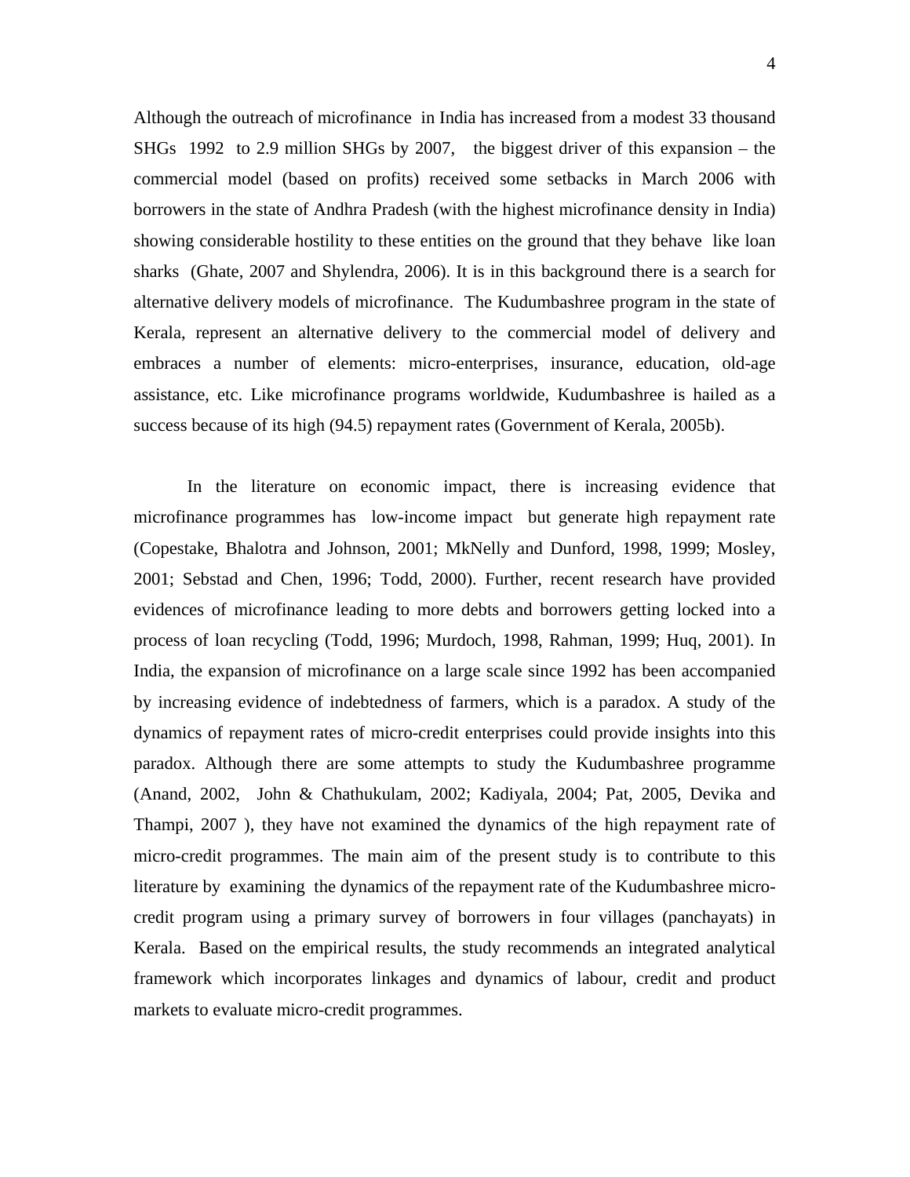Although the outreach of microfinance in India has increased from a modest 33 thousand SHGs 1992 to 2.9 million SHGs by 2007, the biggest driver of this expansion – the commercial model (based on profits) received some setbacks in March 2006 with borrowers in the state of Andhra Pradesh (with the highest microfinance density in India) showing considerable hostility to these entities on the ground that they behave like loan sharks (Ghate, 2007 and Shylendra, 2006). It is in this background there is a search for alternative delivery models of microfinance. The Kudumbashree program in the state of Kerala, represent an alternative delivery to the commercial model of delivery and embraces a number of elements: micro-enterprises, insurance, education, old-age assistance, etc. Like microfinance programs worldwide, Kudumbashree is hailed as a success because of its high (94.5) repayment rates (Government of Kerala, 2005b).

In the literature on economic impact, there is increasing evidence that microfinance programmes has low-income impact but generate high repayment rate (Copestake, Bhalotra and Johnson, 2001; MkNelly and Dunford, 1998, 1999; Mosley, 2001; Sebstad and Chen, 1996; Todd, 2000). Further, recent research have provided evidences of microfinance leading to more debts and borrowers getting locked into a process of loan recycling (Todd, 1996; Murdoch, 1998, Rahman, 1999; Huq, 2001). In India, the expansion of microfinance on a large scale since 1992 has been accompanied by increasing evidence of indebtedness of farmers, which is a paradox. A study of the dynamics of repayment rates of micro-credit enterprises could provide insights into this paradox. Although there are some attempts to study the Kudumbashree programme (Anand, 2002, John & Chathukulam, 2002; Kadiyala, 2004; Pat, 2005, Devika and Thampi, 2007 ), they have not examined the dynamics of the high repayment rate of micro-credit programmes. The main aim of the present study is to contribute to this literature by examining the dynamics of the repayment rate of the Kudumbashree micro-credit program using a primary survey of borrowers in four villages (panchayats) in Kerala. Based on the empirical results, the study recommends an integrated analytical framework which incorporates linkages and dynamics of labour, credit and product markets to evaluate micro-credit programmes.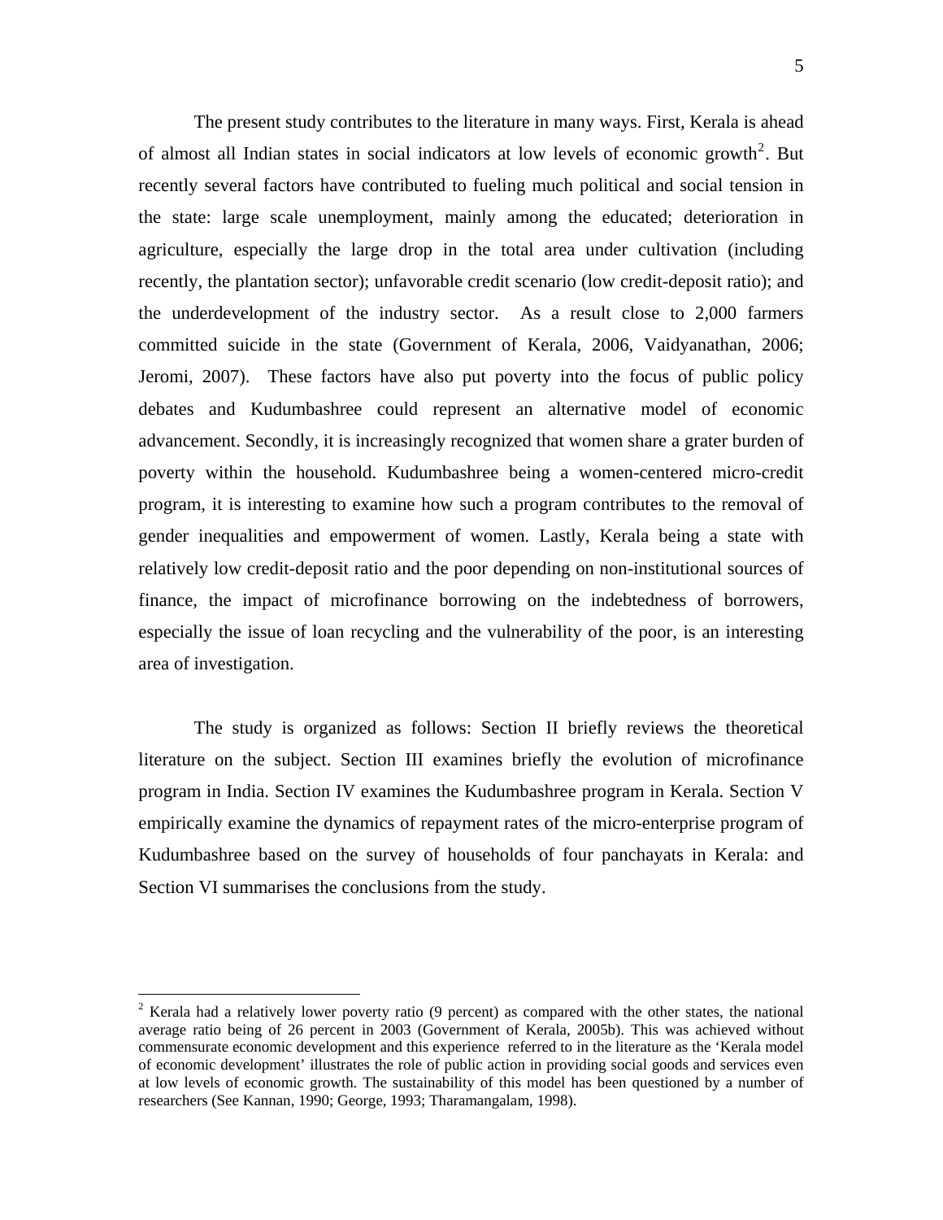The present study contributes to the literature in many ways. First, Kerala is ahead of almost all Indian states in social indicators at low levels of economic growth[2]. But recently several factors have contributed to fueling much political and social tension in the state: large scale unemployment, mainly among the educated; deterioration in agriculture, especially the large drop in the total area under cultivation (including recently, the plantation sector); unfavorable credit scenario (low credit-deposit ratio); and the underdevelopment of the industry sector. As a result close to 2,000 farmers committed suicide in the state (Government of Kerala, 2006, Vaidyanathan, 2006; Jeromi, 2007). These factors have also put poverty into the focus of public policy debates and Kudumbashree could represent an alternative model of economic advancement. Secondly, it is increasingly recognized that women share a grater burden of poverty within the household. Kudumbashree being a women-centered micro-credit program, it is interesting to examine how such a program contributes to the removal of gender inequalities and empowerment of women. Lastly, Kerala being a state with relatively low credit-deposit ratio and the poor depending on non-institutional sources of finance, the impact of microfinance borrowing on the indebtedness of borrowers, especially the issue of loan recycling and the vulnerability of the poor, is an interesting area of investigation.

The study is organized as follows: Section II briefly reviews the theoretical literature on the subject. Section III examines briefly the evolution of microfinance program in India. Section IV examines the Kudumbashree program in Kerala. Section V empirically examine the dynamics of repayment rates of the micro-enterprise program of Kudumbashree based on the survey of households of four panchayats in Kerala: and Section VI summarises the conclusions from the study.

---

[2] Kerala had a relatively lower poverty ratio (9 percent) as compared with the other states, the national average ratio being of 26 percent in 2003 (Government of Kerala, 2005b). This was achieved without commensurate economic development and this experience referred to in the literature as the 'Kerala model of economic development' illustrates the role of public action in providing social goods and services even at low levels of economic growth. The sustainability of this model has been questioned by a number of researchers (See Kannan, 1990; George, 1993; Tharamangalam, 1998).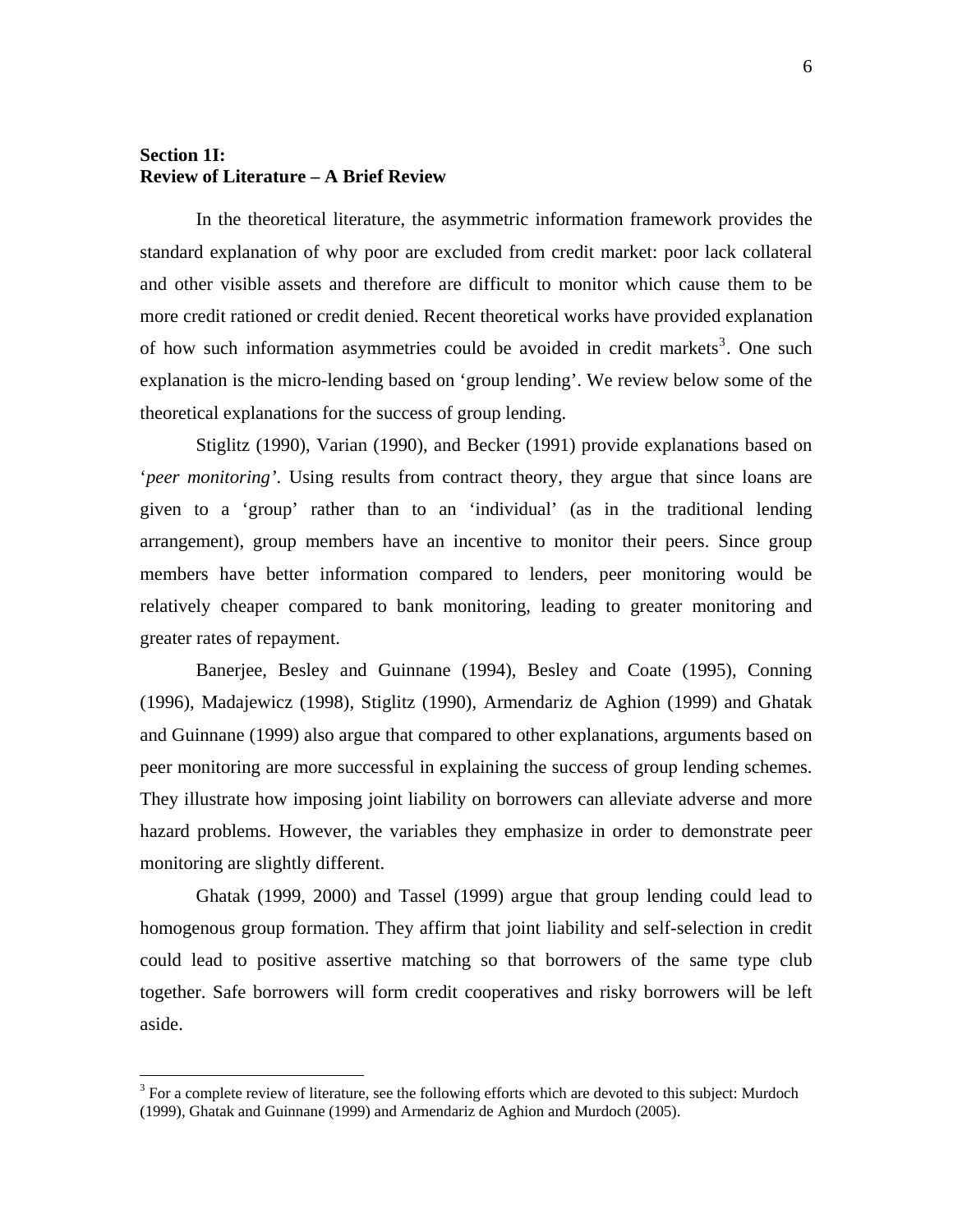**Section 1I:**
**Review of Literature – A Brief Review**

In the theoretical literature, the asymmetric information framework provides the standard explanation of why poor are excluded from credit market: poor lack collateral and other visible assets and therefore are difficult to monitor which cause them to be more credit rationed or credit denied. Recent theoretical works have provided explanation of how such information asymmetries could be avoided in credit markets[3]. One such explanation is the micro-lending based on 'group lending'. We review below some of the theoretical explanations for the success of group lending.

Stiglitz (1990), Varian (1990), and Becker (1991) provide explanations based on '*peer monitoring'*. Using results from contract theory, they argue that since loans are given to a 'group' rather than to an 'individual' (as in the traditional lending arrangement), group members have an incentive to monitor their peers. Since group members have better information compared to lenders, peer monitoring would be relatively cheaper compared to bank monitoring, leading to greater monitoring and greater rates of repayment.

Banerjee, Besley and Guinnane (1994), Besley and Coate (1995), Conning (1996), Madajewicz (1998), Stiglitz (1990), Armendariz de Aghion (1999) and Ghatak and Guinnane (1999) also argue that compared to other explanations, arguments based on peer monitoring are more successful in explaining the success of group lending schemes. They illustrate how imposing joint liability on borrowers can alleviate adverse and more hazard problems. However, the variables they emphasize in order to demonstrate peer monitoring are slightly different.

Ghatak (1999, 2000) and Tassel (1999) argue that group lending could lead to homogenous group formation. They affirm that joint liability and self-selection in credit could lead to positive assertive matching so that borrowers of the same type club together. Safe borrowers will form credit cooperatives and risky borrowers will be left aside.

[3] For a complete review of literature, see the following efforts which are devoted to this subject: Murdoch (1999), Ghatak and Guinnane (1999) and Armendariz de Aghion and Murdoch (2005).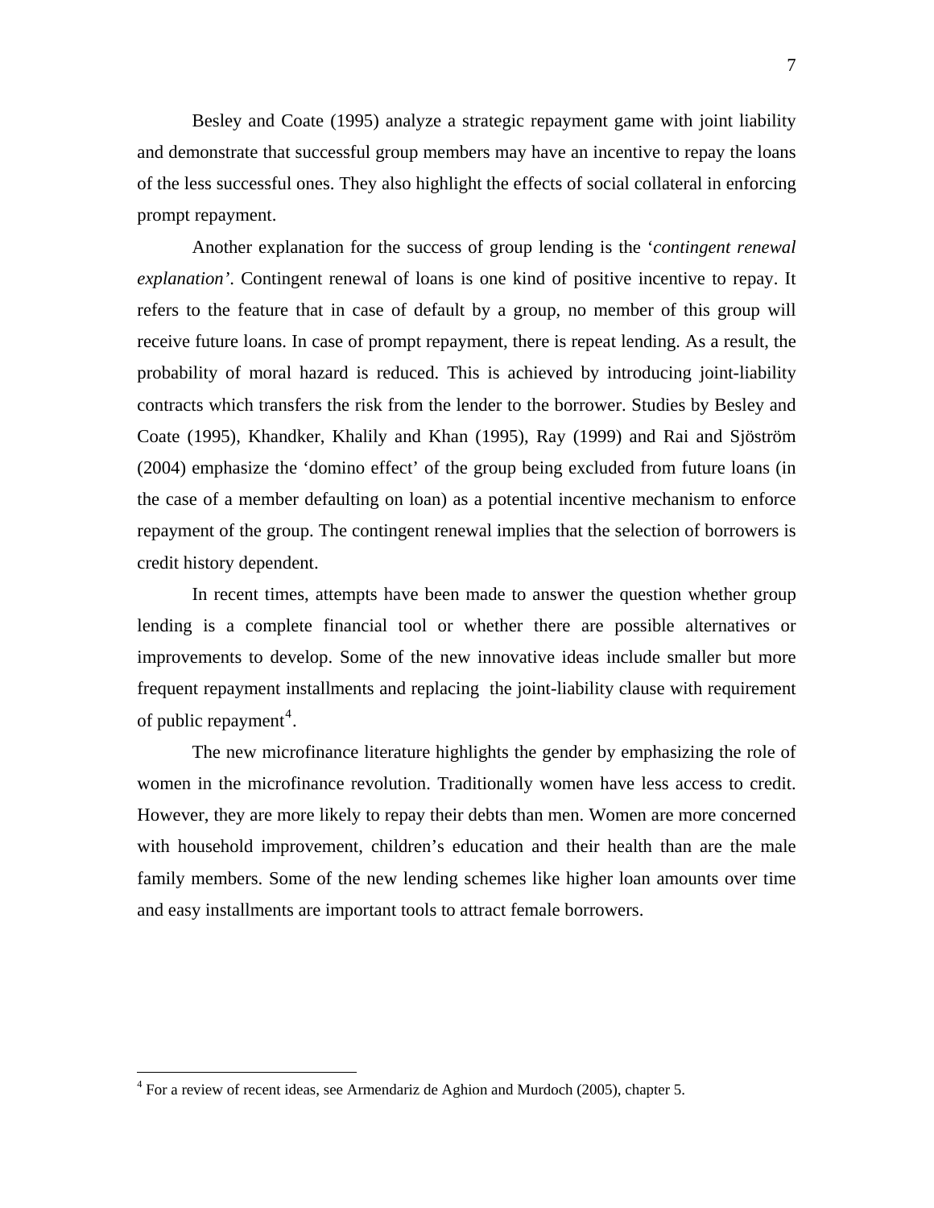Besley and Coate (1995) analyze a strategic repayment game with joint liability and demonstrate that successful group members may have an incentive to repay the loans of the less successful ones. They also highlight the effects of social collateral in enforcing prompt repayment.

Another explanation for the success of group lending is the '*contingent renewal explanation*'. Contingent renewal of loans is one kind of positive incentive to repay. It refers to the feature that in case of default by a group, no member of this group will receive future loans. In case of prompt repayment, there is repeat lending. As a result, the probability of moral hazard is reduced. This is achieved by introducing joint-liability contracts which transfers the risk from the lender to the borrower. Studies by Besley and Coate (1995), Khandker, Khalily and Khan (1995), Ray (1999) and Rai and Sjöström (2004) emphasize the 'domino effect' of the group being excluded from future loans (in the case of a member defaulting on loan) as a potential incentive mechanism to enforce repayment of the group. The contingent renewal implies that the selection of borrowers is credit history dependent.

In recent times, attempts have been made to answer the question whether group lending is a complete financial tool or whether there are possible alternatives or improvements to develop. Some of the new innovative ideas include smaller but more frequent repayment installments and replacing the joint-liability clause with requirement of public repayment[4].

The new microfinance literature highlights the gender by emphasizing the role of women in the microfinance revolution. Traditionally women have less access to credit. However, they are more likely to repay their debts than men. Women are more concerned with household improvement, children's education and their health than are the male family members. Some of the new lending schemes like higher loan amounts over time and easy installments are important tools to attract female borrowers.

[4] For a review of recent ideas, see Armendariz de Aghion and Murdoch (2005), chapter 5.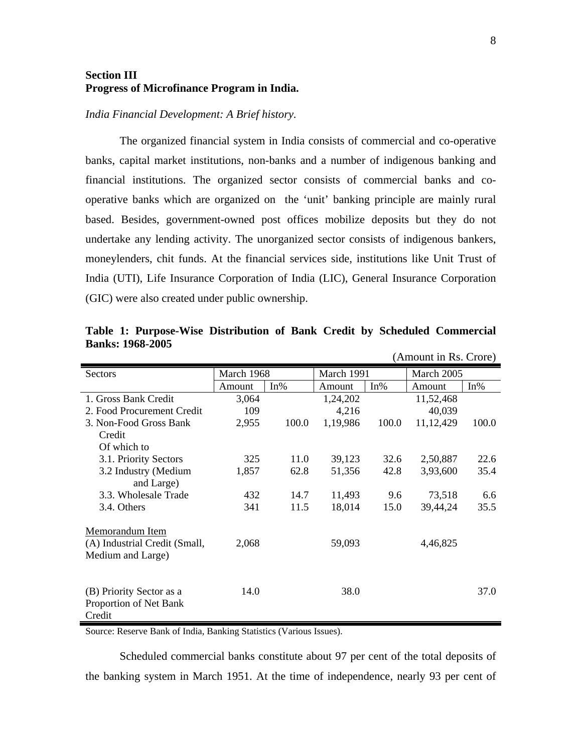## Section III
## Progress of Microfinance Program in India.

*India Financial Development: A Brief history.*

The organized financial system in India consists of commercial and co-operative banks, capital market institutions, non-banks and a number of indigenous banking and financial institutions. The organized sector consists of commercial banks and co-operative banks which are organized on the 'unit' banking principle are mainly rural based. Besides, government-owned post offices mobilize deposits but they do not undertake any lending activity. The unorganized sector consists of indigenous bankers, moneylenders, chit funds. At the financial services side, institutions like Unit Trust of India (UTI), Life Insurance Corporation of India (LIC), General Insurance Corporation (GIC) were also created under public ownership.

**Table 1: Purpose-Wise Distribution of Bank Credit by Scheduled Commercial Banks: 1968-2005**

(Amount in Rs. Crore)

| Sectors | March 1968 | | March 1991 | | March 2005 | |
|---|---|---|---|---|---|---|
| | Amount | In% | Amount | In% | Amount | In% |
| 1. Gross Bank Credit | 3,064 | | 1,24,202 | | 11,52,468 | |
| 2. Food Procurement Credit | 109 | | 4,216 | | 40,039 | |
| 3. Non-Food Gross Bank Credit | 2,955 | 100.0 | 1,19,986 | 100.0 | 11,12,429 | 100.0 |
| Of which to | | | | | | |
| 3.1. Priority Sectors | 325 | 11.0 | 39,123 | 32.6 | 2,50,887 | 22.6 |
| 3.2 Industry (Medium and Large) | 1,857 | 62.8 | 51,356 | 42.8 | 3,93,600 | 35.4 |
| 3.3. Wholesale Trade | 432 | 14.7 | 11,493 | 9.6 | 73,518 | 6.6 |
| 3.4. Others | 341 | 11.5 | 18,014 | 15.0 | 39,44,24 | 35.5 |
| Memorandum Item | | | | | | |
| (A) Industrial Credit (Small, Medium and Large) | 2,068 | | 59,093 | | 4,46,825 | |
| (B) Priority Sector as a Proportion of Net Bank Credit | 14.0 | | 38.0 | | | 37.0 |

Source: Reserve Bank of India, Banking Statistics (Various Issues).

Scheduled commercial banks constitute about 97 per cent of the total deposits of the banking system in March 1951. At the time of independence, nearly 93 per cent of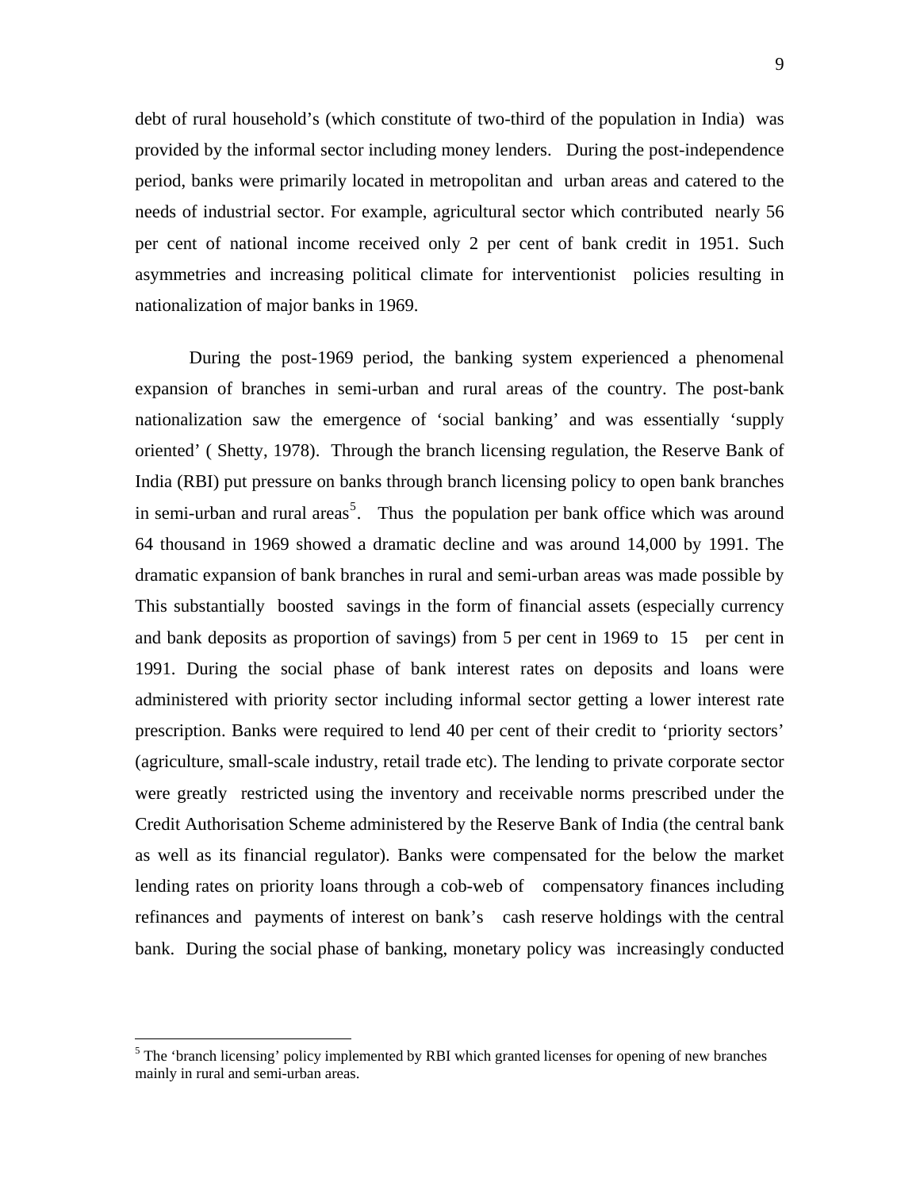debt of rural household's (which constitute of two-third of the population in India) was provided by the informal sector including money lenders. During the post-independence period, banks were primarily located in metropolitan and urban areas and catered to the needs of industrial sector. For example, agricultural sector which contributed nearly 56 per cent of national income received only 2 per cent of bank credit in 1951. Such asymmetries and increasing political climate for interventionist policies resulting in nationalization of major banks in 1969.

During the post-1969 period, the banking system experienced a phenomenal expansion of branches in semi-urban and rural areas of the country. The post-bank nationalization saw the emergence of 'social banking' and was essentially 'supply oriented' ( Shetty, 1978). Through the branch licensing regulation, the Reserve Bank of India (RBI) put pressure on banks through branch licensing policy to open bank branches in semi-urban and rural areas[5]. Thus the population per bank office which was around 64 thousand in 1969 showed a dramatic decline and was around 14,000 by 1991. The dramatic expansion of bank branches in rural and semi-urban areas was made possible by This substantially boosted savings in the form of financial assets (especially currency and bank deposits as proportion of savings) from 5 per cent in 1969 to 15 per cent in 1991. During the social phase of bank interest rates on deposits and loans were administered with priority sector including informal sector getting a lower interest rate prescription. Banks were required to lend 40 per cent of their credit to 'priority sectors' (agriculture, small-scale industry, retail trade etc). The lending to private corporate sector were greatly restricted using the inventory and receivable norms prescribed under the Credit Authorisation Scheme administered by the Reserve Bank of India (the central bank as well as its financial regulator). Banks were compensated for the below the market lending rates on priority loans through a cob-web of compensatory finances including refinances and payments of interest on bank's cash reserve holdings with the central bank. During the social phase of banking, monetary policy was increasingly conducted

[5] The 'branch licensing' policy implemented by RBI which granted licenses for opening of new branches mainly in rural and semi-urban areas.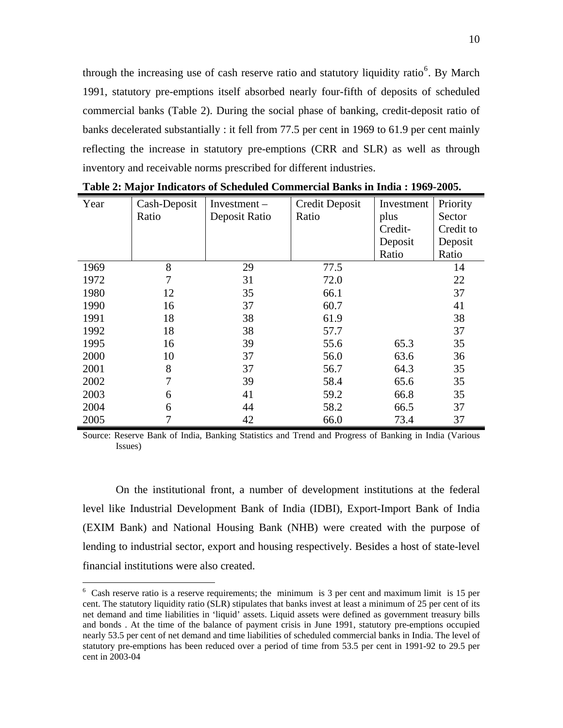through the increasing use of cash reserve ratio and statutory liquidity ratio[6]. By March 1991, statutory pre-emptions itself absorbed nearly four-fifth of deposits of scheduled commercial banks (Table 2). During the social phase of banking, credit-deposit ratio of banks decelerated substantially : it fell from 77.5 per cent in 1969 to 61.9 per cent mainly reflecting the increase in statutory pre-emptions (CRR and SLR) as well as through inventory and receivable norms prescribed for different industries.

**Table 2: Major Indicators of Scheduled Commercial Banks in India : 1969-2005.**

| Year | Cash-Deposit Ratio | Investment – Deposit Ratio | Credit Deposit Ratio | Investment plus Credit-Deposit Ratio | Priority Sector Credit to Deposit Ratio |
|---|---|---|---|---|---|
| 1969 | 8 | 29 | 77.5 | | 14 |
| 1972 | 7 | 31 | 72.0 | | 22 |
| 1980 | 12 | 35 | 66.1 | | 37 |
| 1990 | 16 | 37 | 60.7 | | 41 |
| 1991 | 18 | 38 | 61.9 | | 38 |
| 1992 | 18 | 38 | 57.7 | | 37 |
| 1995 | 16 | 39 | 55.6 | 65.3 | 35 |
| 2000 | 10 | 37 | 56.0 | 63.6 | 36 |
| 2001 | 8 | 37 | 56.7 | 64.3 | 35 |
| 2002 | 7 | 39 | 58.4 | 65.6 | 35 |
| 2003 | 6 | 41 | 59.2 | 66.8 | 35 |
| 2004 | 6 | 44 | 58.2 | 66.5 | 37 |
| 2005 | 7 | 42 | 66.0 | 73.4 | 37 |

Source: Reserve Bank of India, Banking Statistics and Trend and Progress of Banking in India (Various Issues)

On the institutional front, a number of development institutions at the federal level like Industrial Development Bank of India (IDBI), Export-Import Bank of India (EXIM Bank) and National Housing Bank (NHB) were created with the purpose of lending to industrial sector, export and housing respectively. Besides a host of state-level financial institutions were also created.

---

[6] Cash reserve ratio is a reserve requirements; the minimum is 3 per cent and maximum limit is 15 per cent. The statutory liquidity ratio (SLR) stipulates that banks invest at least a minimum of 25 per cent of its net demand and time liabilities in 'liquid' assets. Liquid assets were defined as government treasury bills and bonds . At the time of the balance of payment crisis in June 1991, statutory pre-emptions occupied nearly 53.5 per cent of net demand and time liabilities of scheduled commercial banks in India. The level of statutory pre-emptions has been reduced over a period of time from 53.5 per cent in 1991-92 to 29.5 per cent in 2003-04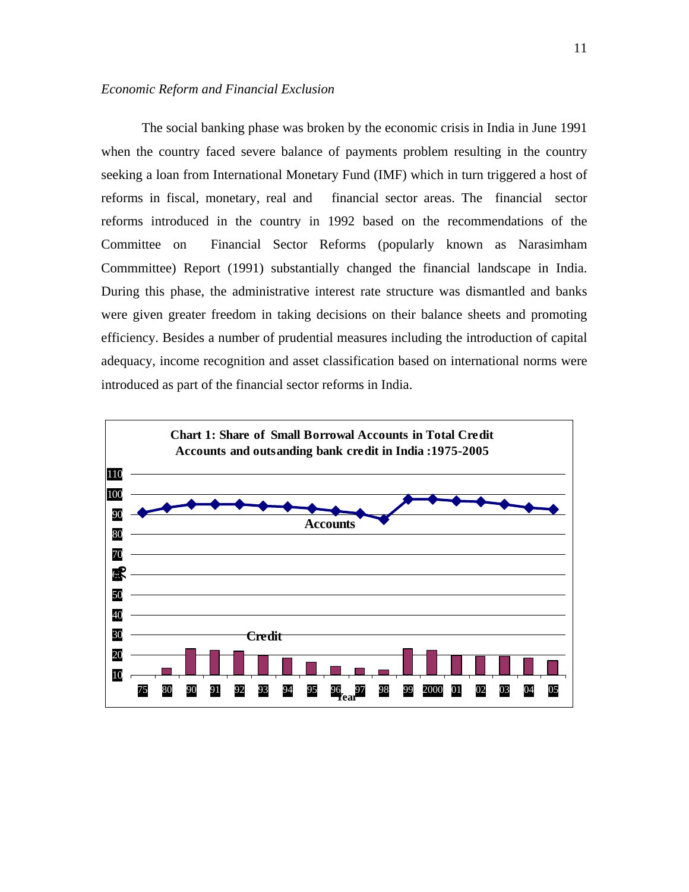*Economic Reform and Financial Exclusion*

The social banking phase was broken by the economic crisis in India in June 1991 when the country faced severe balance of payments problem resulting in the country seeking a loan from International Monetary Fund (IMF) which in turn triggered a host of reforms in fiscal, monetary, real and financial sector areas. The financial sector reforms introduced in the country in 1992 based on the recommendations of the Committee on Financial Sector Reforms (popularly known as Narasimham Commmittee) Report (1991) substantially changed the financial landscape in India. During this phase, the administrative interest rate structure was dismantled and banks were given greater freedom in taking decisions on their balance sheets and promoting efficiency. Besides a number of prudential measures including the introduction of capital adequacy, income recognition and asset classification based on international norms were introduced as part of the financial sector reforms in India.

**Chart 1: Share of Small Borrowal Accounts in Total Credit Accounts and outsanding bank credit in India :1975-2005**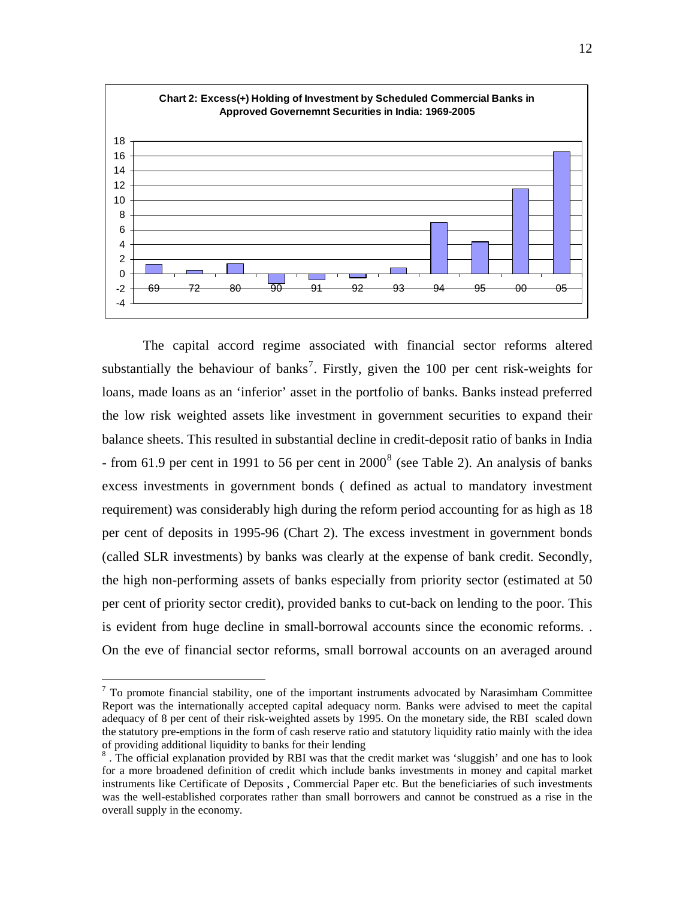**Chart 2: Excess(+) Holding of Investment by Scheduled Commercial Banks in Approved Governemnt Securities in India: 1969-2005**

The capital accord regime associated with financial sector reforms altered substantially the behaviour of banks[7]. Firstly, given the 100 per cent risk-weights for loans, made loans as an 'inferior' asset in the portfolio of banks. Banks instead preferred the low risk weighted assets like investment in government securities to expand their balance sheets. This resulted in substantial decline in credit-deposit ratio of banks in India - from 61.9 per cent in 1991 to 56 per cent in 2000[8] (see Table 2). An analysis of banks excess investments in government bonds ( defined as actual to mandatory investment requirement) was considerably high during the reform period accounting for as high as 18 per cent of deposits in 1995-96 (Chart 2). The excess investment in government bonds (called SLR investments) by banks was clearly at the expense of bank credit. Secondly, the high non-performing assets of banks especially from priority sector (estimated at 50 per cent of priority sector credit), provided banks to cut-back on lending to the poor. This is evident from huge decline in small-borrowal accounts since the economic reforms. . On the eve of financial sector reforms, small borrowal accounts on an averaged around

---

[7] To promote financial stability, one of the important instruments advocated by Narasimham Committee Report was the internationally accepted capital adequacy norm. Banks were advised to meet the capital adequacy of 8 per cent of their risk-weighted assets by 1995. On the monetary side, the RBI scaled down the statutory pre-emptions in the form of cash reserve ratio and statutory liquidity ratio mainly with the idea of providing additional liquidity to banks for their lending

[8] . The official explanation provided by RBI was that the credit market was 'sluggish' and one has to look for a more broadened definition of credit which include banks investments in money and capital market instruments like Certificate of Deposits , Commercial Paper etc. But the beneficiaries of such investments was the well-established corporates rather than small borrowers and cannot be construed as a rise in the overall supply in the economy.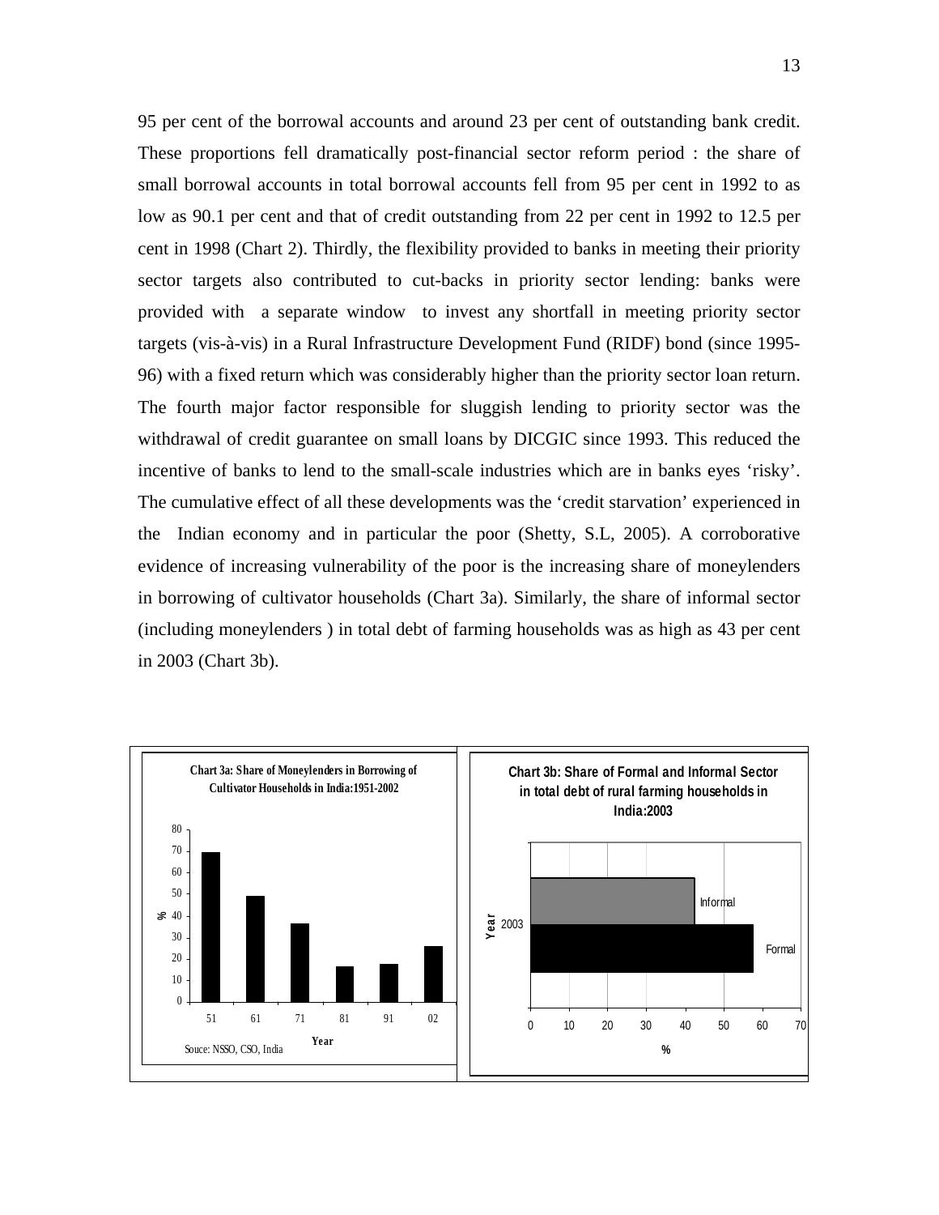95 per cent of the borrowal accounts and around 23 per cent of outstanding bank credit. These proportions fell dramatically post-financial sector reform period : the share of small borrowal accounts in total borrowal accounts fell from 95 per cent in 1992 to as low as 90.1 per cent and that of credit outstanding from 22 per cent in 1992 to 12.5 per cent in 1998 (Chart 2). Thirdly, the flexibility provided to banks in meeting their priority sector targets also contributed to cut-backs in priority sector lending: banks were provided with a separate window to invest any shortfall in meeting priority sector targets (vis-à-vis) in a Rural Infrastructure Development Fund (RIDF) bond (since 1995-96) with a fixed return which was considerably higher than the priority sector loan return. The fourth major factor responsible for sluggish lending to priority sector was the withdrawal of credit guarantee on small loans by DICGIC since 1993. This reduced the incentive of banks to lend to the small-scale industries which are in banks eyes 'risky'. The cumulative effect of all these developments was the 'credit starvation' experienced in the Indian economy and in particular the poor (Shetty, S.L, 2005). A corroborative evidence of increasing vulnerability of the poor is the increasing share of moneylenders in borrowing of cultivator households (Chart 3a). Similarly, the share of informal sector (including moneylenders ) in total debt of farming households was as high as 43 per cent in 2003 (Chart 3b).

**Chart 3a: Share of Moneylenders in Borrowing of Cultivator Households in India:1951-2002**

Souce: NSSO, CSO, India

**Chart 3b: Share of Formal and Informal Sector in total debt of rural farming households in India:2003**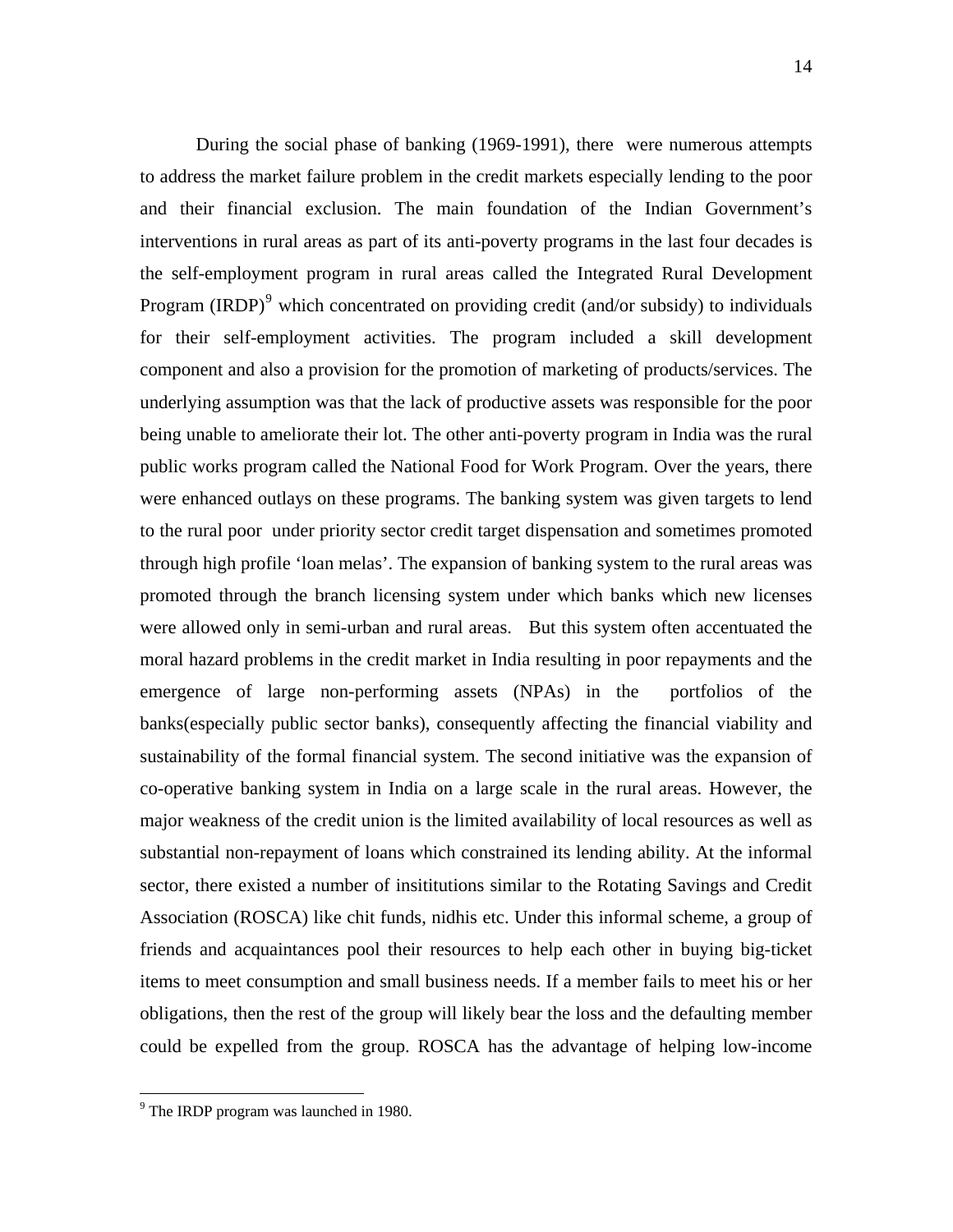During the social phase of banking (1969-1991), there were numerous attempts to address the market failure problem in the credit markets especially lending to the poor and their financial exclusion. The main foundation of the Indian Government's interventions in rural areas as part of its anti-poverty programs in the last four decades is the self-employment program in rural areas called the Integrated Rural Development Program (IRDP)[9] which concentrated on providing credit (and/or subsidy) to individuals for their self-employment activities. The program included a skill development component and also a provision for the promotion of marketing of products/services. The underlying assumption was that the lack of productive assets was responsible for the poor being unable to ameliorate their lot. The other anti-poverty program in India was the rural public works program called the National Food for Work Program. Over the years, there were enhanced outlays on these programs. The banking system was given targets to lend to the rural poor under priority sector credit target dispensation and sometimes promoted through high profile 'loan melas'. The expansion of banking system to the rural areas was promoted through the branch licensing system under which banks which new licenses were allowed only in semi-urban and rural areas. But this system often accentuated the moral hazard problems in the credit market in India resulting in poor repayments and the emergence of large non-performing assets (NPAs) in the portfolios of the banks(especially public sector banks), consequently affecting the financial viability and sustainability of the formal financial system. The second initiative was the expansion of co-operative banking system in India on a large scale in the rural areas. However, the major weakness of the credit union is the limited availability of local resources as well as substantial non-repayment of loans which constrained its lending ability. At the informal sector, there existed a number of insititutions similar to the Rotating Savings and Credit Association (ROSCA) like chit funds, nidhis etc. Under this informal scheme, a group of friends and acquaintances pool their resources to help each other in buying big-ticket items to meet consumption and small business needs. If a member fails to meet his or her obligations, then the rest of the group will likely bear the loss and the defaulting member could be expelled from the group. ROSCA has the advantage of helping low-income

---

[9] The IRDP program was launched in 1980.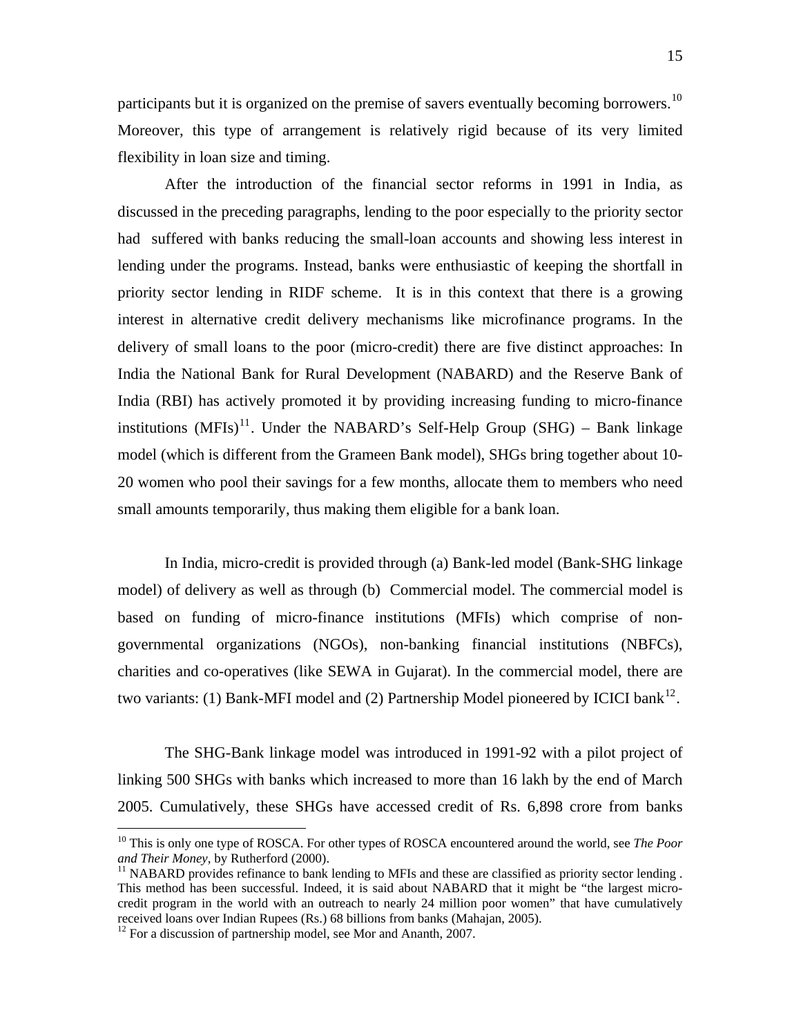participants but it is organized on the premise of savers eventually becoming borrowers.[10] Moreover, this type of arrangement is relatively rigid because of its very limited flexibility in loan size and timing.

After the introduction of the financial sector reforms in 1991 in India, as discussed in the preceding paragraphs, lending to the poor especially to the priority sector had suffered with banks reducing the small-loan accounts and showing less interest in lending under the programs. Instead, banks were enthusiastic of keeping the shortfall in priority sector lending in RIDF scheme. It is in this context that there is a growing interest in alternative credit delivery mechanisms like microfinance programs. In the delivery of small loans to the poor (micro-credit) there are five distinct approaches: In India the National Bank for Rural Development (NABARD) and the Reserve Bank of India (RBI) has actively promoted it by providing increasing funding to micro-finance institutions (MFIs)[11]. Under the NABARD's Self-Help Group (SHG) – Bank linkage model (which is different from the Grameen Bank model), SHGs bring together about 10-20 women who pool their savings for a few months, allocate them to members who need small amounts temporarily, thus making them eligible for a bank loan.

In India, micro-credit is provided through (a) Bank-led model (Bank-SHG linkage model) of delivery as well as through (b) Commercial model. The commercial model is based on funding of micro-finance institutions (MFIs) which comprise of non-governmental organizations (NGOs), non-banking financial institutions (NBFCs), charities and co-operatives (like SEWA in Gujarat). In the commercial model, there are two variants: (1) Bank-MFI model and (2) Partnership Model pioneered by ICICI bank[12].

The SHG-Bank linkage model was introduced in 1991-92 with a pilot project of linking 500 SHGs with banks which increased to more than 16 lakh by the end of March 2005. Cumulatively, these SHGs have accessed credit of Rs. 6,898 crore from banks

---

[10] This is only one type of ROSCA. For other types of ROSCA encountered around the world, see *The Poor and Their Money*, by Rutherford (2000).

[11] NABARD provides refinance to bank lending to MFIs and these are classified as priority sector lending . This method has been successful. Indeed, it is said about NABARD that it might be "the largest micro-credit program in the world with an outreach to nearly 24 million poor women" that have cumulatively received loans over Indian Rupees (Rs.) 68 billions from banks (Mahajan, 2005).

[12] For a discussion of partnership model, see Mor and Ananth, 2007.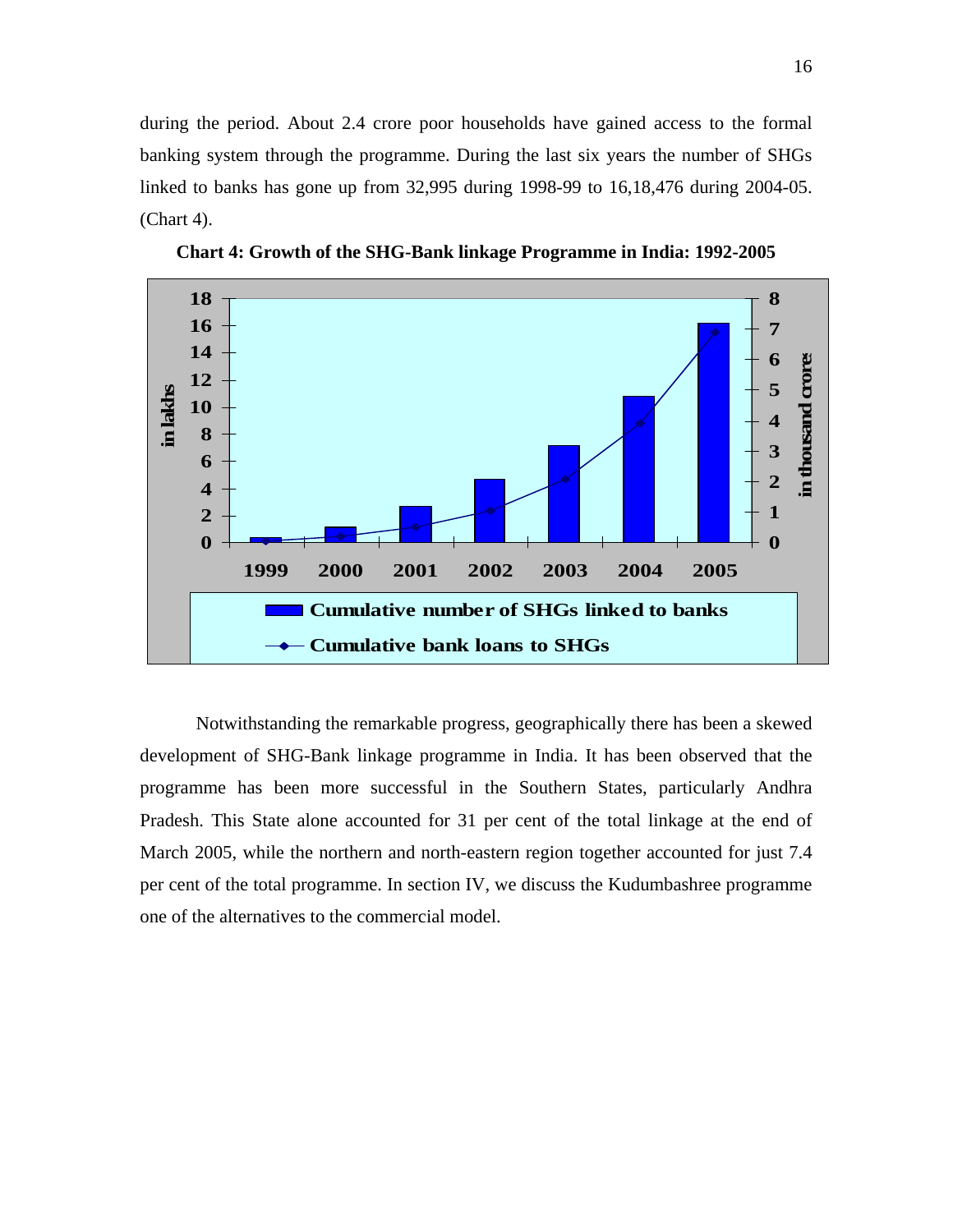during the period. About 2.4 crore poor households have gained access to the formal banking system through the programme. During the last six years the number of SHGs linked to banks has gone up from 32,995 during 1998-99 to 16,18,476 during 2004-05. (Chart 4).

**Chart 4: Growth of the SHG-Bank linkage Programme in India: 1992-2005**

Notwithstanding the remarkable progress, geographically there has been a skewed development of SHG-Bank linkage programme in India. It has been observed that the programme has been more successful in the Southern States, particularly Andhra Pradesh. This State alone accounted for 31 per cent of the total linkage at the end of March 2005, while the northern and north-eastern region together accounted for just 7.4 per cent of the total programme. In section IV, we discuss the Kudumbashree programme one of the alternatives to the commercial model.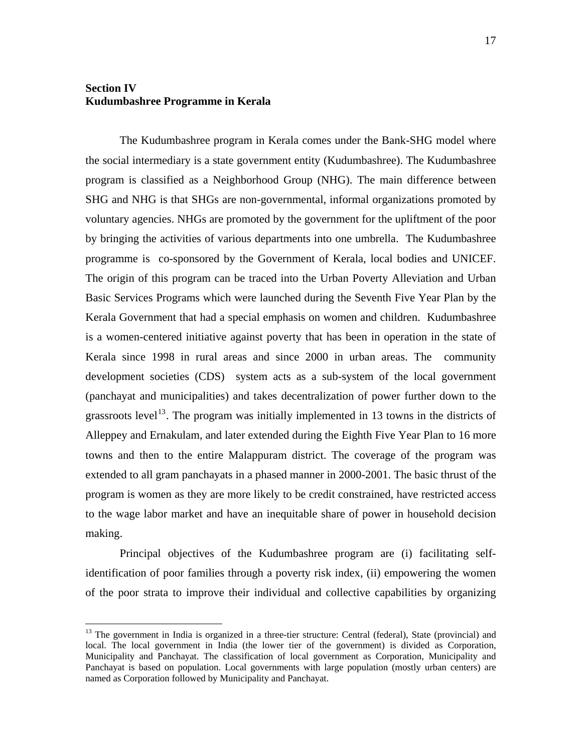## Section IV
## Kudumbashree Programme in Kerala

The Kudumbashree program in Kerala comes under the Bank-SHG model where the social intermediary is a state government entity (Kudumbashree). The Kudumbashree program is classified as a Neighborhood Group (NHG). The main difference between SHG and NHG is that SHGs are non-governmental, informal organizations promoted by voluntary agencies. NHGs are promoted by the government for the upliftment of the poor by bringing the activities of various departments into one umbrella. The Kudumbashree programme is co-sponsored by the Government of Kerala, local bodies and UNICEF. The origin of this program can be traced into the Urban Poverty Alleviation and Urban Basic Services Programs which were launched during the Seventh Five Year Plan by the Kerala Government that had a special emphasis on women and children. Kudumbashree is a women-centered initiative against poverty that has been in operation in the state of Kerala since 1998 in rural areas and since 2000 in urban areas. The community development societies (CDS) system acts as a sub-system of the local government (panchayat and municipalities) and takes decentralization of power further down to the grassroots level[13]. The program was initially implemented in 13 towns in the districts of Alleppey and Ernakulam, and later extended during the Eighth Five Year Plan to 16 more towns and then to the entire Malappuram district. The coverage of the program was extended to all gram panchayats in a phased manner in 2000-2001. The basic thrust of the program is women as they are more likely to be credit constrained, have restricted access to the wage labor market and have an inequitable share of power in household decision making.

Principal objectives of the Kudumbashree program are (i) facilitating self-identification of poor families through a poverty risk index, (ii) empowering the women of the poor strata to improve their individual and collective capabilities by organizing

---

[13] The government in India is organized in a three-tier structure: Central (federal), State (provincial) and local. The local government in India (the lower tier of the government) is divided as Corporation, Municipality and Panchayat. The classification of local government as Corporation, Municipality and Panchayat is based on population. Local governments with large population (mostly urban centers) are named as Corporation followed by Municipality and Panchayat.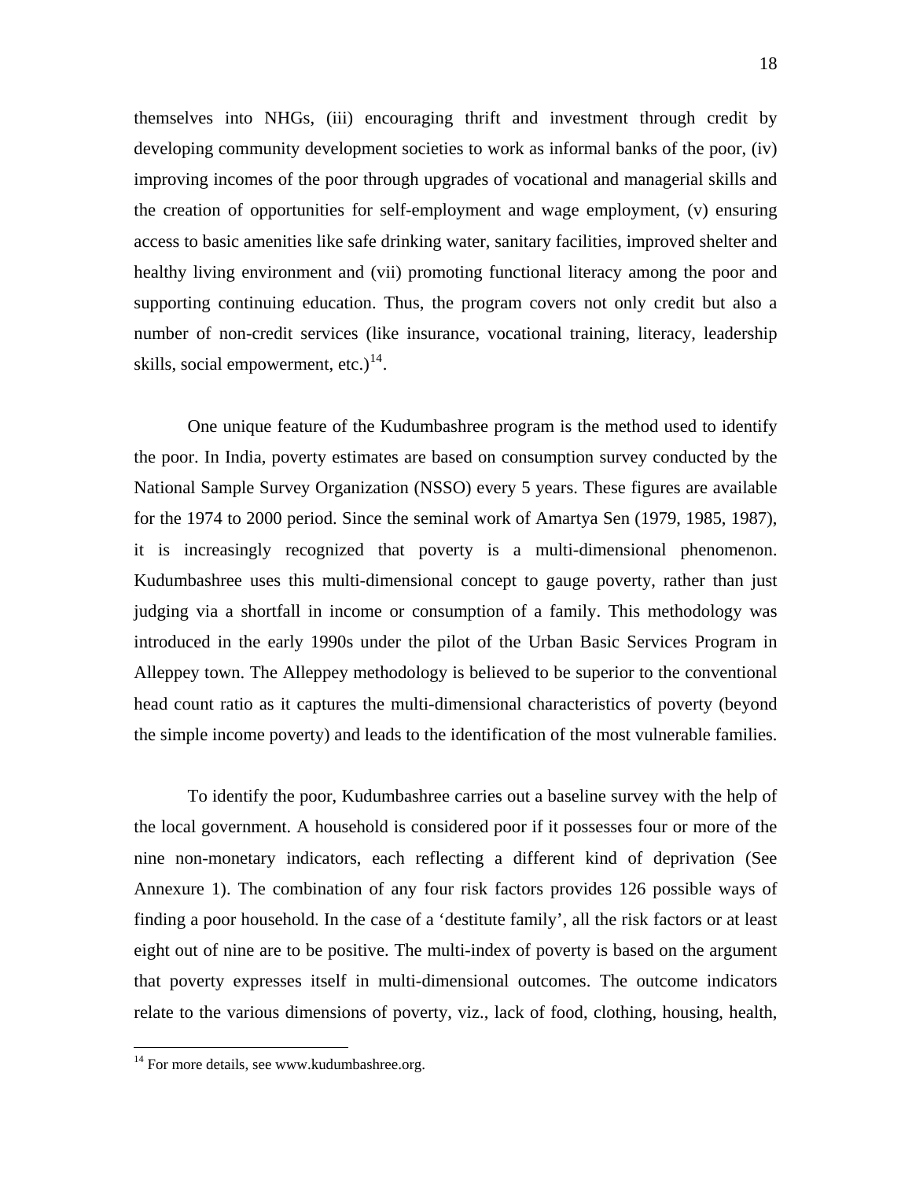themselves into NHGs, (iii) encouraging thrift and investment through credit by developing community development societies to work as informal banks of the poor, (iv) improving incomes of the poor through upgrades of vocational and managerial skills and the creation of opportunities for self-employment and wage employment, (v) ensuring access to basic amenities like safe drinking water, sanitary facilities, improved shelter and healthy living environment and (vii) promoting functional literacy among the poor and supporting continuing education. Thus, the program covers not only credit but also a number of non-credit services (like insurance, vocational training, literacy, leadership skills, social empowerment, etc.)[14].

One unique feature of the Kudumbashree program is the method used to identify the poor. In India, poverty estimates are based on consumption survey conducted by the National Sample Survey Organization (NSSO) every 5 years. These figures are available for the 1974 to 2000 period. Since the seminal work of Amartya Sen (1979, 1985, 1987), it is increasingly recognized that poverty is a multi-dimensional phenomenon. Kudumbashree uses this multi-dimensional concept to gauge poverty, rather than just judging via a shortfall in income or consumption of a family. This methodology was introduced in the early 1990s under the pilot of the Urban Basic Services Program in Alleppey town. The Alleppey methodology is believed to be superior to the conventional head count ratio as it captures the multi-dimensional characteristics of poverty (beyond the simple income poverty) and leads to the identification of the most vulnerable families.

To identify the poor, Kudumbashree carries out a baseline survey with the help of the local government. A household is considered poor if it possesses four or more of the nine non-monetary indicators, each reflecting a different kind of deprivation (See Annexure 1). The combination of any four risk factors provides 126 possible ways of finding a poor household. In the case of a 'destitute family', all the risk factors or at least eight out of nine are to be positive. The multi-index of poverty is based on the argument that poverty expresses itself in multi-dimensional outcomes. The outcome indicators relate to the various dimensions of poverty, viz., lack of food, clothing, housing, health,

[14] For more details, see www.kudumbashree.org.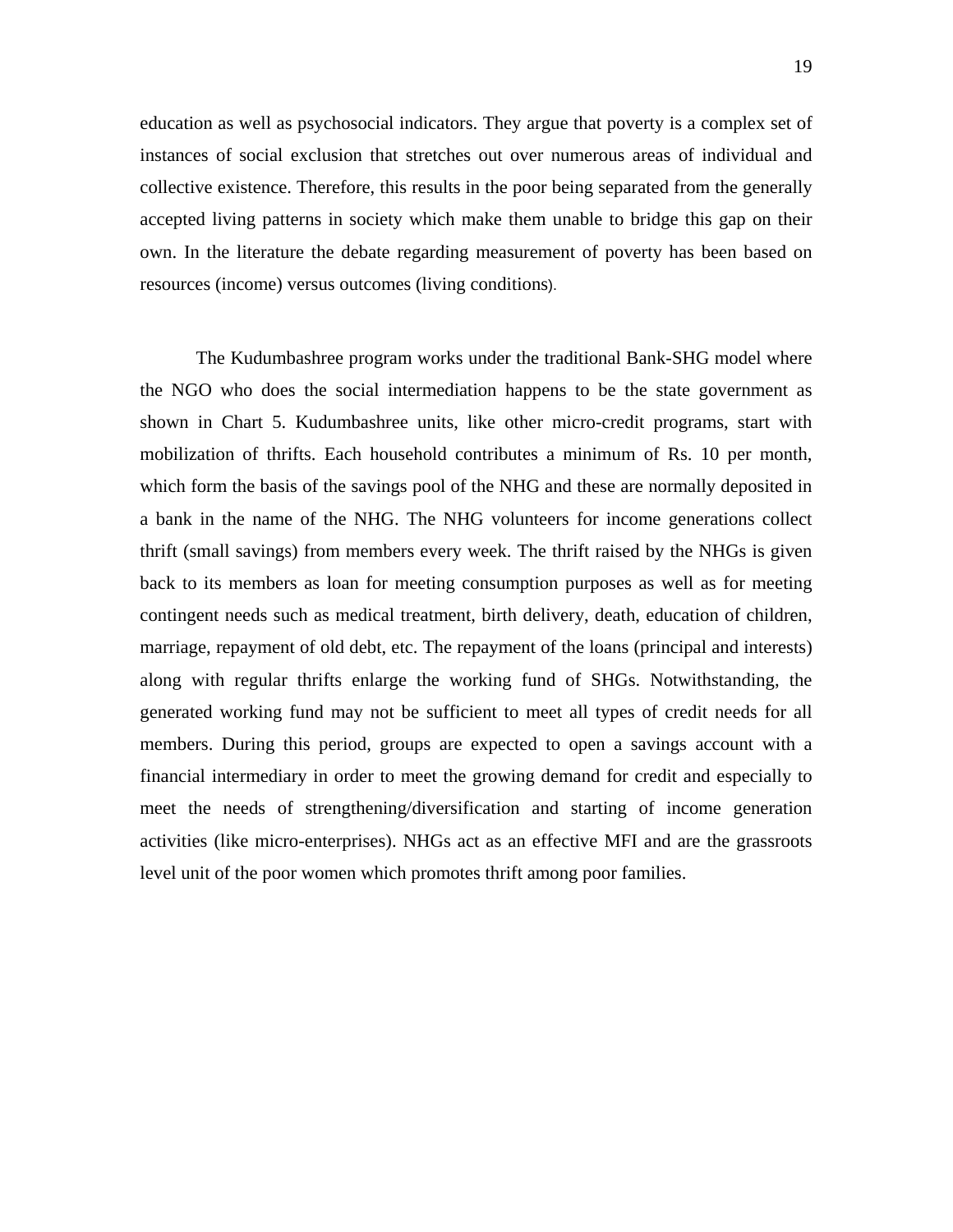education as well as psychosocial indicators. They argue that poverty is a complex set of instances of social exclusion that stretches out over numerous areas of individual and collective existence. Therefore, this results in the poor being separated from the generally accepted living patterns in society which make them unable to bridge this gap on their own. In the literature the debate regarding measurement of poverty has been based on resources (income) versus outcomes (living conditions).

The Kudumbashree program works under the traditional Bank-SHG model where the NGO who does the social intermediation happens to be the state government as shown in Chart 5. Kudumbashree units, like other micro-credit programs, start with mobilization of thrifts. Each household contributes a minimum of Rs. 10 per month, which form the basis of the savings pool of the NHG and these are normally deposited in a bank in the name of the NHG. The NHG volunteers for income generations collect thrift (small savings) from members every week. The thrift raised by the NHGs is given back to its members as loan for meeting consumption purposes as well as for meeting contingent needs such as medical treatment, birth delivery, death, education of children, marriage, repayment of old debt, etc. The repayment of the loans (principal and interests) along with regular thrifts enlarge the working fund of SHGs. Notwithstanding, the generated working fund may not be sufficient to meet all types of credit needs for all members. During this period, groups are expected to open a savings account with a financial intermediary in order to meet the growing demand for credit and especially to meet the needs of strengthening/diversification and starting of income generation activities (like micro-enterprises). NHGs act as an effective MFI and are the grassroots level unit of the poor women which promotes thrift among poor families.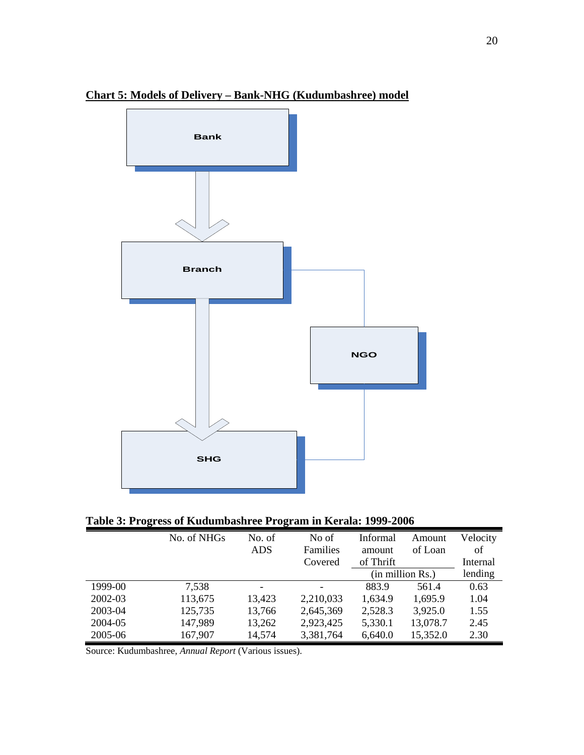**Chart 5: Models of Delivery – Bank-NHG (Kudumbashree) model**

Bank

Branch

NGO

SHG

**Table 3: Progress of Kudumbashree Program in Kerala: 1999-2006**

| | No. of NHGs | No. of ADS | No of Families Covered | Informal amount of Thrift | Amount of Loan | Velocity of Internal lending |
|---|---|---|---|---|---|---|
| | | | | (in million Rs.) | | |
| 1999-00 | 7,538 | - | - | 883.9 | 561.4 | 0.63 |
| 2002-03 | 113,675 | 13,423 | 2,210,033 | 1,634.9 | 1,695.9 | 1.04 |
| 2003-04 | 125,735 | 13,766 | 2,645,369 | 2,528.3 | 3,925.0 | 1.55 |
| 2004-05 | 147,989 | 13,262 | 2,923,425 | 5,330.1 | 13,078.7 | 2.45 |
| 2005-06 | 167,907 | 14,574 | 3,381,764 | 6,640.0 | 15,352.0 | 2.30 |

Source: Kudumbashree, *Annual Report* (Various issues).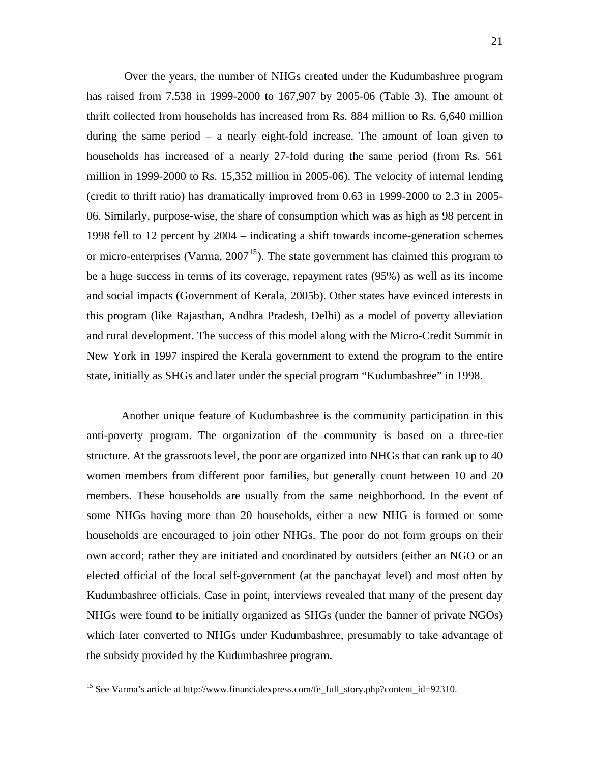Over the years, the number of NHGs created under the Kudumbashree program has raised from 7,538 in 1999-2000 to 167,907 by 2005-06 (Table 3). The amount of thrift collected from households has increased from Rs. 884 million to Rs. 6,640 million during the same period – a nearly eight-fold increase. The amount of loan given to households has increased of a nearly 27-fold during the same period (from Rs. 561 million in 1999-2000 to Rs. 15,352 million in 2005-06). The velocity of internal lending (credit to thrift ratio) has dramatically improved from 0.63 in 1999-2000 to 2.3 in 2005-06. Similarly, purpose-wise, the share of consumption which was as high as 98 percent in 1998 fell to 12 percent by 2004 – indicating a shift towards income-generation schemes or micro-enterprises (Varma, 2007[15]). The state government has claimed this program to be a huge success in terms of its coverage, repayment rates (95%) as well as its income and social impacts (Government of Kerala, 2005b). Other states have evinced interests in this program (like Rajasthan, Andhra Pradesh, Delhi) as a model of poverty alleviation and rural development. The success of this model along with the Micro-Credit Summit in New York in 1997 inspired the Kerala government to extend the program to the entire state, initially as SHGs and later under the special program "Kudumbashree" in 1998.

Another unique feature of Kudumbashree is the community participation in this anti-poverty program. The organization of the community is based on a three-tier structure. At the grassroots level, the poor are organized into NHGs that can rank up to 40 women members from different poor families, but generally count between 10 and 20 members. These households are usually from the same neighborhood. In the event of some NHGs having more than 20 households, either a new NHG is formed or some households are encouraged to join other NHGs. The poor do not form groups on their own accord; rather they are initiated and coordinated by outsiders (either an NGO or an elected official of the local self-government (at the panchayat level) and most often by Kudumbashree officials. Case in point, interviews revealed that many of the present day NHGs were found to be initially organized as SHGs (under the banner of private NGOs) which later converted to NHGs under Kudumbashree, presumably to take advantage of the subsidy provided by the Kudumbashree program.

[15] See Varma's article at http://www.financialexpress.com/fe_full_story.php?content_id=92310.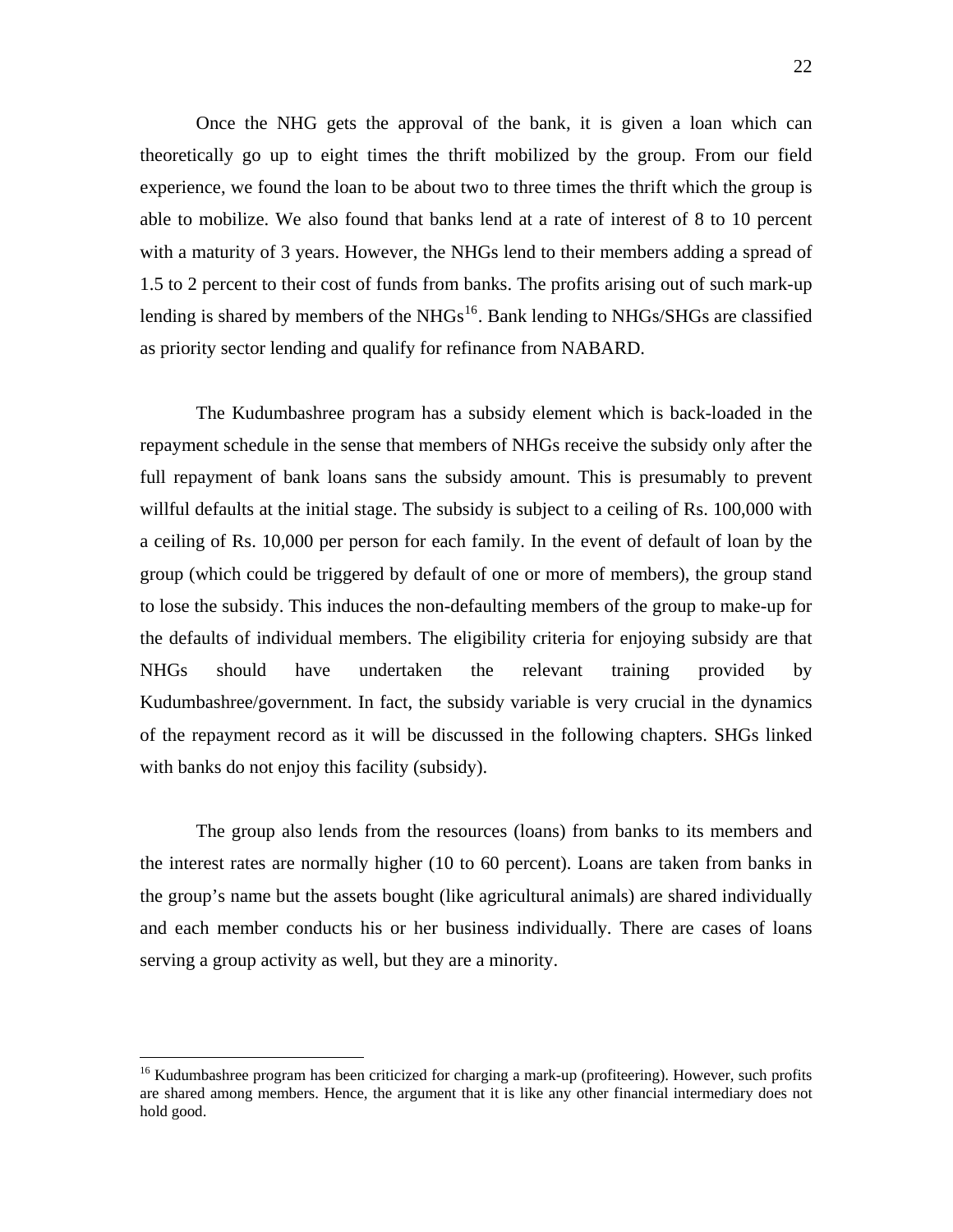Once the NHG gets the approval of the bank, it is given a loan which can theoretically go up to eight times the thrift mobilized by the group. From our field experience, we found the loan to be about two to three times the thrift which the group is able to mobilize. We also found that banks lend at a rate of interest of 8 to 10 percent with a maturity of 3 years. However, the NHGs lend to their members adding a spread of 1.5 to 2 percent to their cost of funds from banks. The profits arising out of such mark-up lending is shared by members of the NHGs[16]. Bank lending to NHGs/SHGs are classified as priority sector lending and qualify for refinance from NABARD.

The Kudumbashree program has a subsidy element which is back-loaded in the repayment schedule in the sense that members of NHGs receive the subsidy only after the full repayment of bank loans sans the subsidy amount. This is presumably to prevent willful defaults at the initial stage. The subsidy is subject to a ceiling of Rs. 100,000 with a ceiling of Rs. 10,000 per person for each family. In the event of default of loan by the group (which could be triggered by default of one or more of members), the group stand to lose the subsidy. This induces the non-defaulting members of the group to make-up for the defaults of individual members. The eligibility criteria for enjoying subsidy are that NHGs should have undertaken the relevant training provided by Kudumbashree/government. In fact, the subsidy variable is very crucial in the dynamics of the repayment record as it will be discussed in the following chapters. SHGs linked with banks do not enjoy this facility (subsidy).

The group also lends from the resources (loans) from banks to its members and the interest rates are normally higher (10 to 60 percent). Loans are taken from banks in the group's name but the assets bought (like agricultural animals) are shared individually and each member conducts his or her business individually. There are cases of loans serving a group activity as well, but they are a minority.

[16] Kudumbashree program has been criticized for charging a mark-up (profiteering). However, such profits are shared among members. Hence, the argument that it is like any other financial intermediary does not hold good.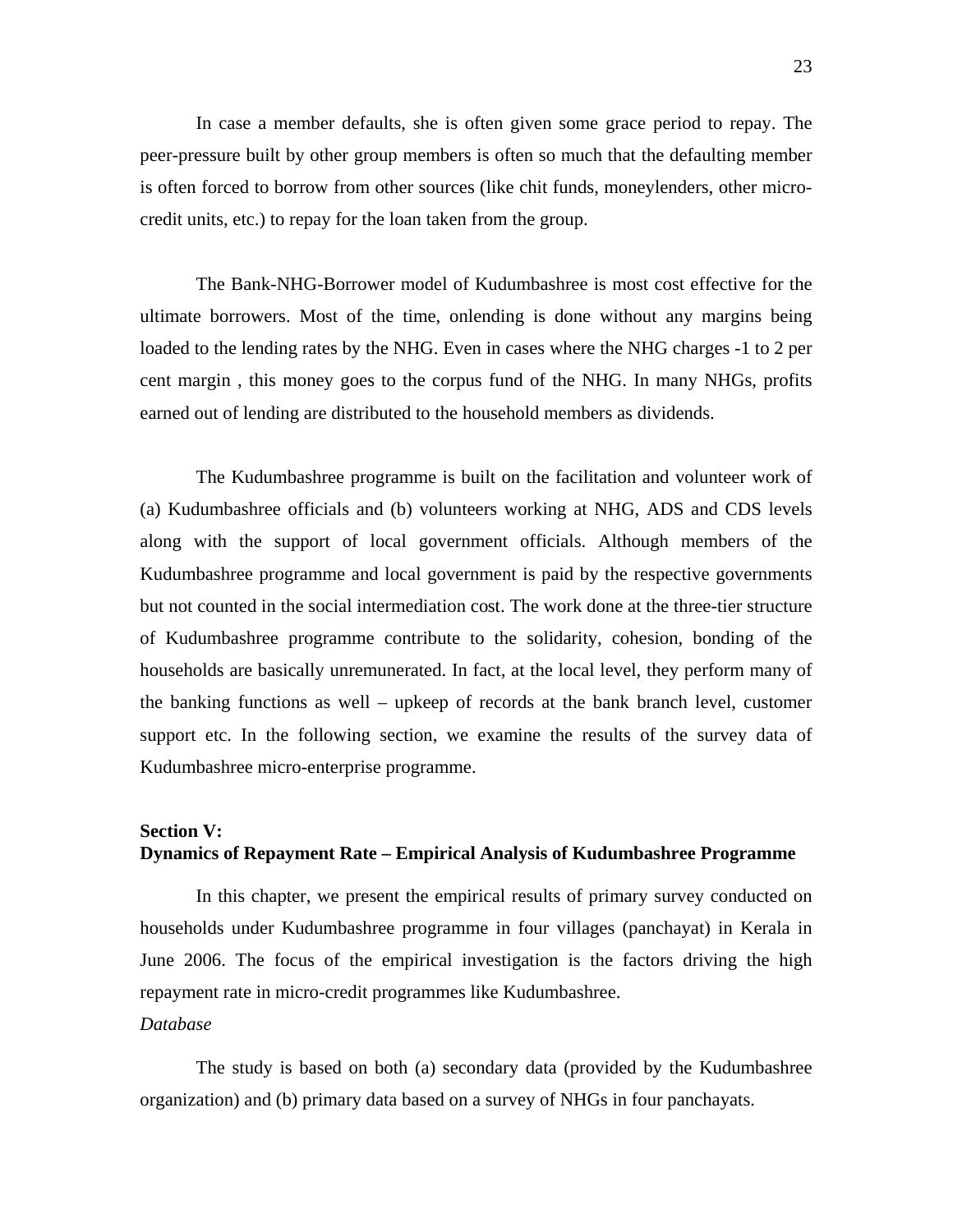In case a member defaults, she is often given some grace period to repay. The peer-pressure built by other group members is often so much that the defaulting member is often forced to borrow from other sources (like chit funds, moneylenders, other micro-credit units, etc.) to repay for the loan taken from the group.

The Bank-NHG-Borrower model of Kudumbashree is most cost effective for the ultimate borrowers. Most of the time, onlending is done without any margins being loaded to the lending rates by the NHG. Even in cases where the NHG charges -1 to 2 per cent margin , this money goes to the corpus fund of the NHG. In many NHGs, profits earned out of lending are distributed to the household members as dividends.

The Kudumbashree programme is built on the facilitation and volunteer work of (a) Kudumbashree officials and (b) volunteers working at NHG, ADS and CDS levels along with the support of local government officials. Although members of the Kudumbashree programme and local government is paid by the respective governments but not counted in the social intermediation cost. The work done at the three-tier structure of Kudumbashree programme contribute to the solidarity, cohesion, bonding of the households are basically unremunerated. In fact, at the local level, they perform many of the banking functions as well – upkeep of records at the bank branch level, customer support etc. In the following section, we examine the results of the survey data of Kudumbashree micro-enterprise programme.

## Section V:
## Dynamics of Repayment Rate – Empirical Analysis of Kudumbashree Programme

In this chapter, we present the empirical results of primary survey conducted on households under Kudumbashree programme in four villages (panchayat) in Kerala in June 2006. The focus of the empirical investigation is the factors driving the high repayment rate in micro-credit programmes like Kudumbashree.

*Database*

The study is based on both (a) secondary data (provided by the Kudumbashree organization) and (b) primary data based on a survey of NHGs in four panchayats.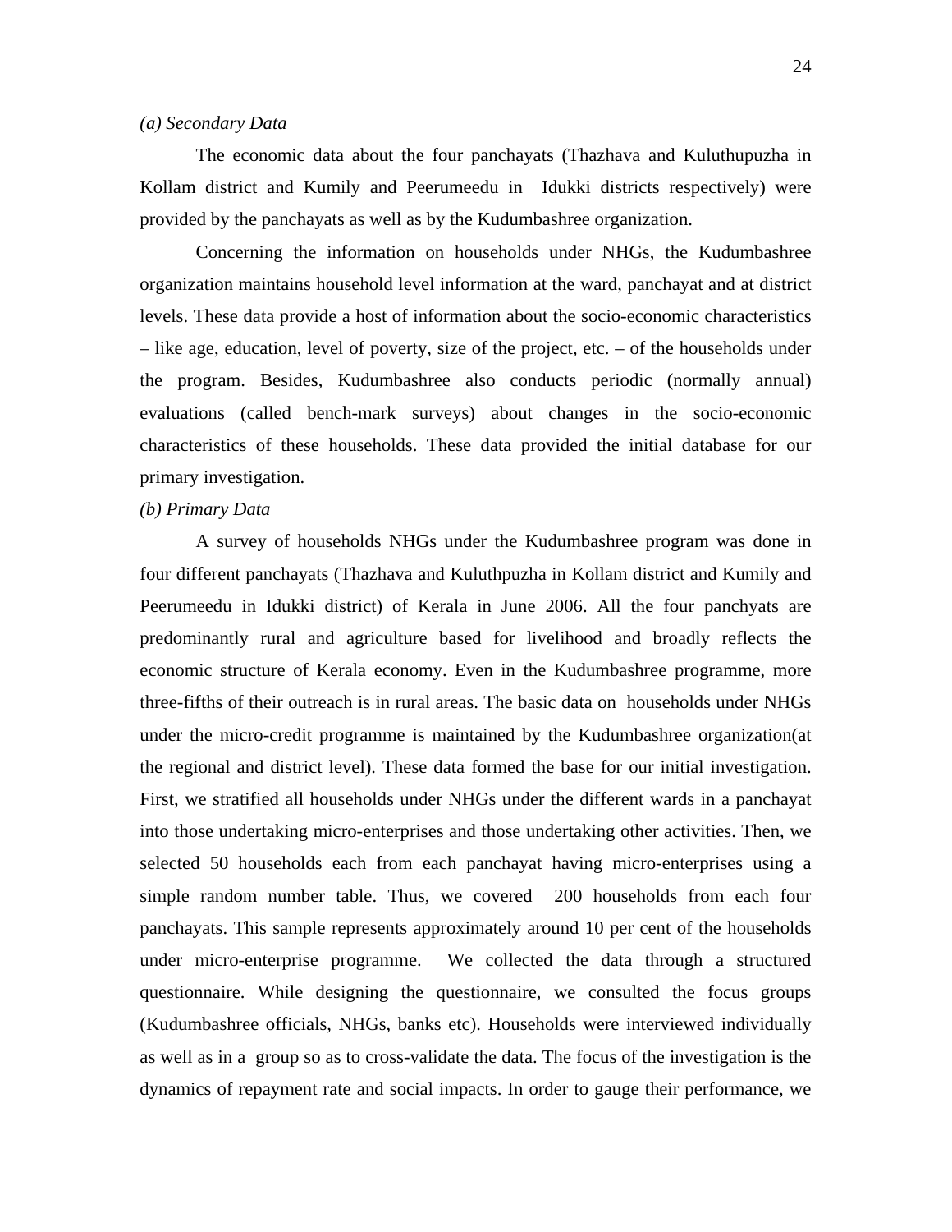*(a) Secondary Data*

The economic data about the four panchayats (Thazhava and Kuluthupuzha in Kollam district and Kumily and Peerumeedu in Idukki districts respectively) were provided by the panchayats as well as by the Kudumbashree organization.

Concerning the information on households under NHGs, the Kudumbashree organization maintains household level information at the ward, panchayat and at district levels. These data provide a host of information about the socio-economic characteristics – like age, education, level of poverty, size of the project, etc. – of the households under the program. Besides, Kudumbashree also conducts periodic (normally annual) evaluations (called bench-mark surveys) about changes in the socio-economic characteristics of these households. These data provided the initial database for our primary investigation.

*(b) Primary Data*

A survey of households NHGs under the Kudumbashree program was done in four different panchayats (Thazhava and Kuluthpuzha in Kollam district and Kumily and Peerumeedu in Idukki district) of Kerala in June 2006. All the four panchyats are predominantly rural and agriculture based for livelihood and broadly reflects the economic structure of Kerala economy. Even in the Kudumbashree programme, more three-fifths of their outreach is in rural areas. The basic data on households under NHGs under the micro-credit programme is maintained by the Kudumbashree organization(at the regional and district level). These data formed the base for our initial investigation. First, we stratified all households under NHGs under the different wards in a panchayat into those undertaking micro-enterprises and those undertaking other activities. Then, we selected 50 households each from each panchayat having micro-enterprises using a simple random number table. Thus, we covered 200 households from each four panchayats. This sample represents approximately around 10 per cent of the households under micro-enterprise programme. We collected the data through a structured questionnaire. While designing the questionnaire, we consulted the focus groups (Kudumbashree officials, NHGs, banks etc). Households were interviewed individually as well as in a group so as to cross-validate the data. The focus of the investigation is the dynamics of repayment rate and social impacts. In order to gauge their performance, we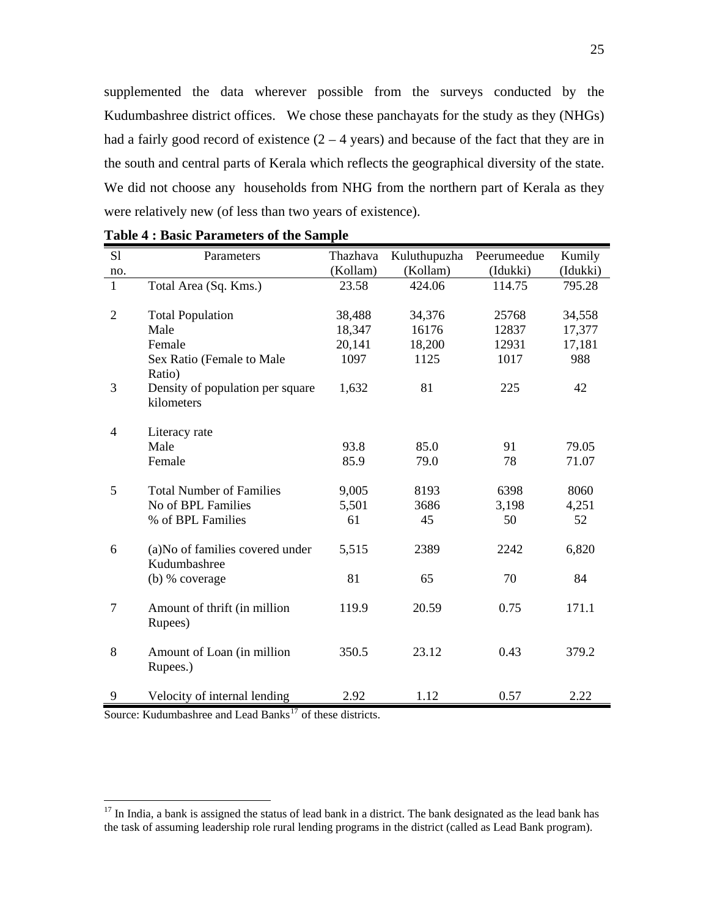supplemented the data wherever possible from the surveys conducted by the Kudumbashree district offices. We chose these panchayats for the study as they (NHGs) had a fairly good record of existence (2 – 4 years) and because of the fact that they are in the south and central parts of Kerala which reflects the geographical diversity of the state. We did not choose any households from NHG from the northern part of Kerala as they were relatively new (of less than two years of existence).

**Table 4 : Basic Parameters of the Sample**

| Sl no. | Parameters | Thazhava (Kollam) | Kuluthupuzha (Kollam) | Peerumeedue (Idukki) | Kumily (Idukki) |
|---|---|---|---|---|---|
| 1 | Total Area (Sq. Kms.) | 23.58 | 424.06 | 114.75 | 795.28 |
| 2 | Total Population | 38,488 | 34,376 | 25768 | 34,558 |
| | Male | 18,347 | 16176 | 12837 | 17,377 |
| | Female | 20,141 | 18,200 | 12931 | 17,181 |
| | Sex Ratio (Female to Male Ratio) | 1097 | 1125 | 1017 | 988 |
| 3 | Density of population per square kilometers | 1,632 | 81 | 225 | 42 |
| 4 | Literacy rate | | | | |
| | Male | 93.8 | 85.0 | 91 | 79.05 |
| | Female | 85.9 | 79.0 | 78 | 71.07 |
| 5 | Total Number of Families | 9,005 | 8193 | 6398 | 8060 |
| | No of BPL Families | 5,501 | 3686 | 3,198 | 4,251 |
| | % of BPL Families | 61 | 45 | 50 | 52 |
| 6 | (a)No of families covered under Kudumbashree | 5,515 | 2389 | 2242 | 6,820 |
| | (b) % coverage | 81 | 65 | 70 | 84 |
| 7 | Amount of thrift (in million Rupees) | 119.9 | 20.59 | 0.75 | 171.1 |
| 8 | Amount of Loan (in million Rupees.) | 350.5 | 23.12 | 0.43 | 379.2 |
| 9 | Velocity of internal lending | 2.92 | 1.12 | 0.57 | 2.22 |

Source: Kudumbashree and Lead Banks[17] of these districts.

[17] In India, a bank is assigned the status of lead bank in a district. The bank designated as the lead bank has the task of assuming leadership role rural lending programs in the district (called as Lead Bank program).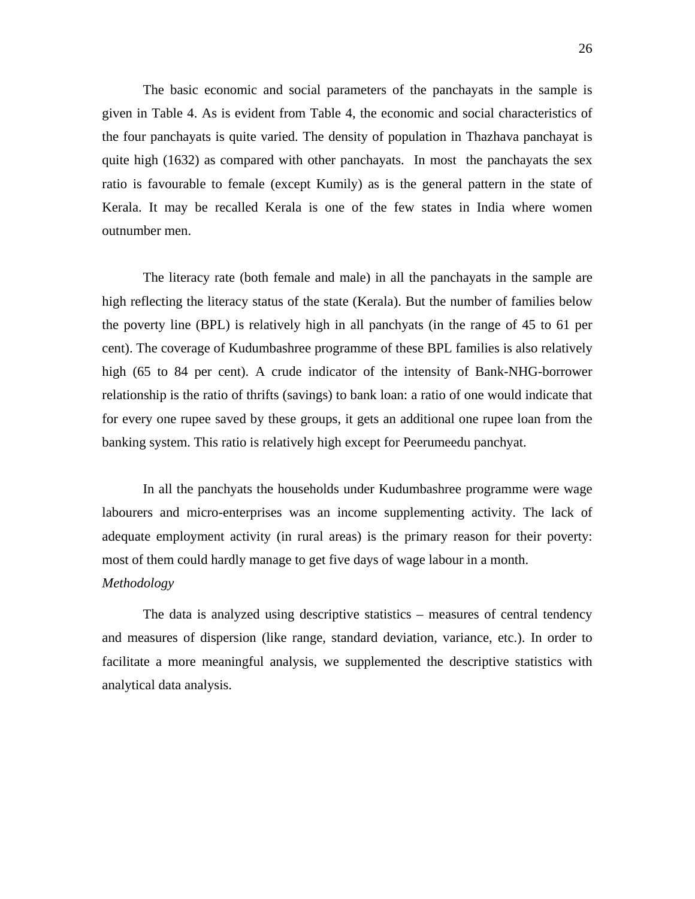The basic economic and social parameters of the panchayats in the sample is given in Table 4. As is evident from Table 4, the economic and social characteristics of the four panchayats is quite varied. The density of population in Thazhava panchayat is quite high (1632) as compared with other panchayats. In most the panchayats the sex ratio is favourable to female (except Kumily) as is the general pattern in the state of Kerala. It may be recalled Kerala is one of the few states in India where women outnumber men.

The literacy rate (both female and male) in all the panchayats in the sample are high reflecting the literacy status of the state (Kerala). But the number of families below the poverty line (BPL) is relatively high in all panchyats (in the range of 45 to 61 per cent). The coverage of Kudumbashree programme of these BPL families is also relatively high (65 to 84 per cent). A crude indicator of the intensity of Bank-NHG-borrower relationship is the ratio of thrifts (savings) to bank loan: a ratio of one would indicate that for every one rupee saved by these groups, it gets an additional one rupee loan from the banking system. This ratio is relatively high except for Peerumeedu panchyat.

In all the panchyats the households under Kudumbashree programme were wage labourers and micro-enterprises was an income supplementing activity. The lack of adequate employment activity (in rural areas) is the primary reason for their poverty: most of them could hardly manage to get five days of wage labour in a month.

*Methodology*

The data is analyzed using descriptive statistics – measures of central tendency and measures of dispersion (like range, standard deviation, variance, etc.). In order to facilitate a more meaningful analysis, we supplemented the descriptive statistics with analytical data analysis.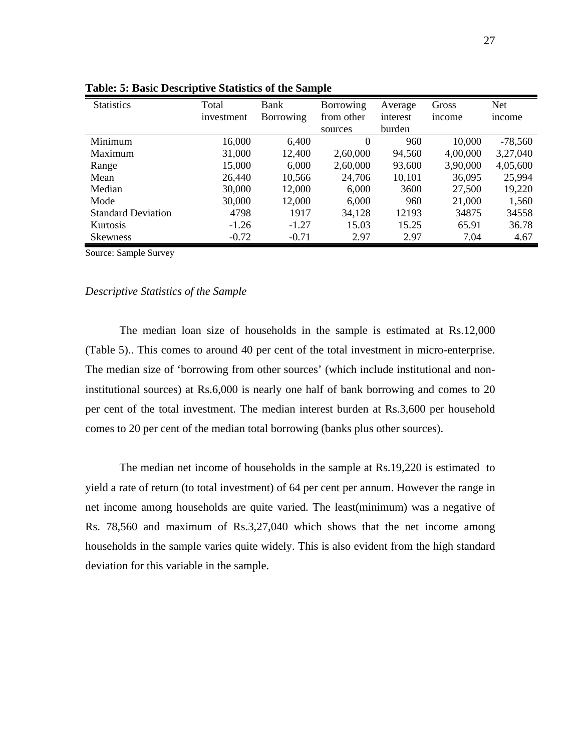**Table: 5: Basic Descriptive Statistics of the Sample**

| Statistics | Total investment | Bank Borrowing | Borrowing from other sources | Average interest burden | Gross income | Net income |
|---|---|---|---|---|---|---|
| Minimum | 16,000 | 6,400 | 0 | 960 | 10,000 | -78,560 |
| Maximum | 31,000 | 12,400 | 2,60,000 | 94,560 | 4,00,000 | 3,27,040 |
| Range | 15,000 | 6,000 | 2,60,000 | 93,600 | 3,90,000 | 4,05,600 |
| Mean | 26,440 | 10,566 | 24,706 | 10,101 | 36,095 | 25,994 |
| Median | 30,000 | 12,000 | 6,000 | 3600 | 27,500 | 19,220 |
| Mode | 30,000 | 12,000 | 6,000 | 960 | 21,000 | 1,560 |
| Standard Deviation | 4798 | 1917 | 34,128 | 12193 | 34875 | 34558 |
| Kurtosis | -1.26 | -1.27 | 15.03 | 15.25 | 65.91 | 36.78 |
| Skewness | -0.72 | -0.71 | 2.97 | 2.97 | 7.04 | 4.67 |

Source: Sample Survey

*Descriptive Statistics of the Sample*

The median loan size of households in the sample is estimated at Rs.12,000 (Table 5).. This comes to around 40 per cent of the total investment in micro-enterprise. The median size of 'borrowing from other sources' (which include institutional and non-institutional sources) at Rs.6,000 is nearly one half of bank borrowing and comes to 20 per cent of the total investment. The median interest burden at Rs.3,600 per household comes to 20 per cent of the median total borrowing (banks plus other sources).

The median net income of households in the sample at Rs.19,220 is estimated to yield a rate of return (to total investment) of 64 per cent per annum. However the range in net income among households are quite varied. The least(minimum) was a negative of Rs. 78,560 and maximum of Rs.3,27,040 which shows that the net income among households in the sample varies quite widely. This is also evident from the high standard deviation for this variable in the sample.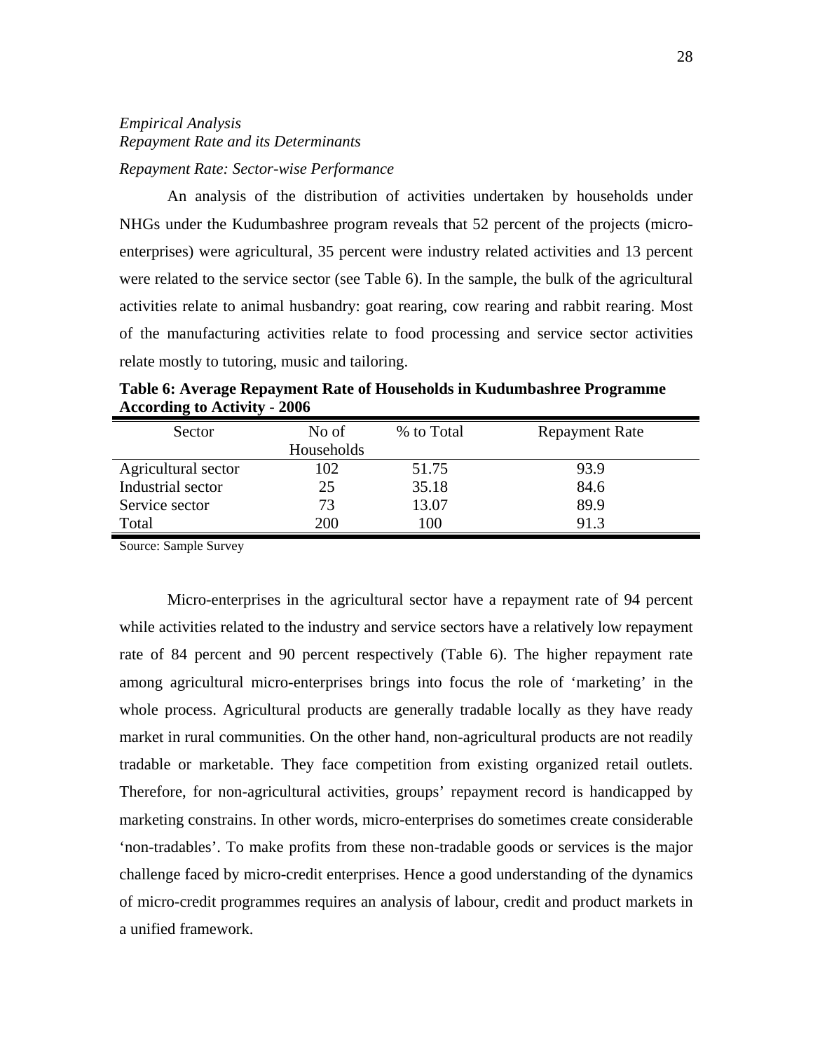*Empirical Analysis*
*Repayment Rate and its Determinants*

*Repayment Rate: Sector-wise Performance*

An analysis of the distribution of activities undertaken by households under NHGs under the Kudumbashree program reveals that 52 percent of the projects (micro-enterprises) were agricultural, 35 percent were industry related activities and 13 percent were related to the service sector (see Table 6). In the sample, the bulk of the agricultural activities relate to animal husbandry: goat rearing, cow rearing and rabbit rearing. Most of the manufacturing activities relate to food processing and service sector activities relate mostly to tutoring, music and tailoring.

**Table 6: Average Repayment Rate of Households in Kudumbashree Programme According to Activity - 2006**

| Sector | No of Households | % to Total | Repayment Rate |
|---|---|---|---|
| Agricultural sector | 102 | 51.75 | 93.9 |
| Industrial sector | 25 | 35.18 | 84.6 |
| Service sector | 73 | 13.07 | 89.9 |
| Total | 200 | 100 | 91.3 |

Source: Sample Survey

Micro-enterprises in the agricultural sector have a repayment rate of 94 percent while activities related to the industry and service sectors have a relatively low repayment rate of 84 percent and 90 percent respectively (Table 6). The higher repayment rate among agricultural micro-enterprises brings into focus the role of 'marketing' in the whole process. Agricultural products are generally tradable locally as they have ready market in rural communities. On the other hand, non-agricultural products are not readily tradable or marketable. They face competition from existing organized retail outlets. Therefore, for non-agricultural activities, groups' repayment record is handicapped by marketing constrains. In other words, micro-enterprises do sometimes create considerable 'non-tradables'. To make profits from these non-tradable goods or services is the major challenge faced by micro-credit enterprises. Hence a good understanding of the dynamics of micro-credit programmes requires an analysis of labour, credit and product markets in a unified framework.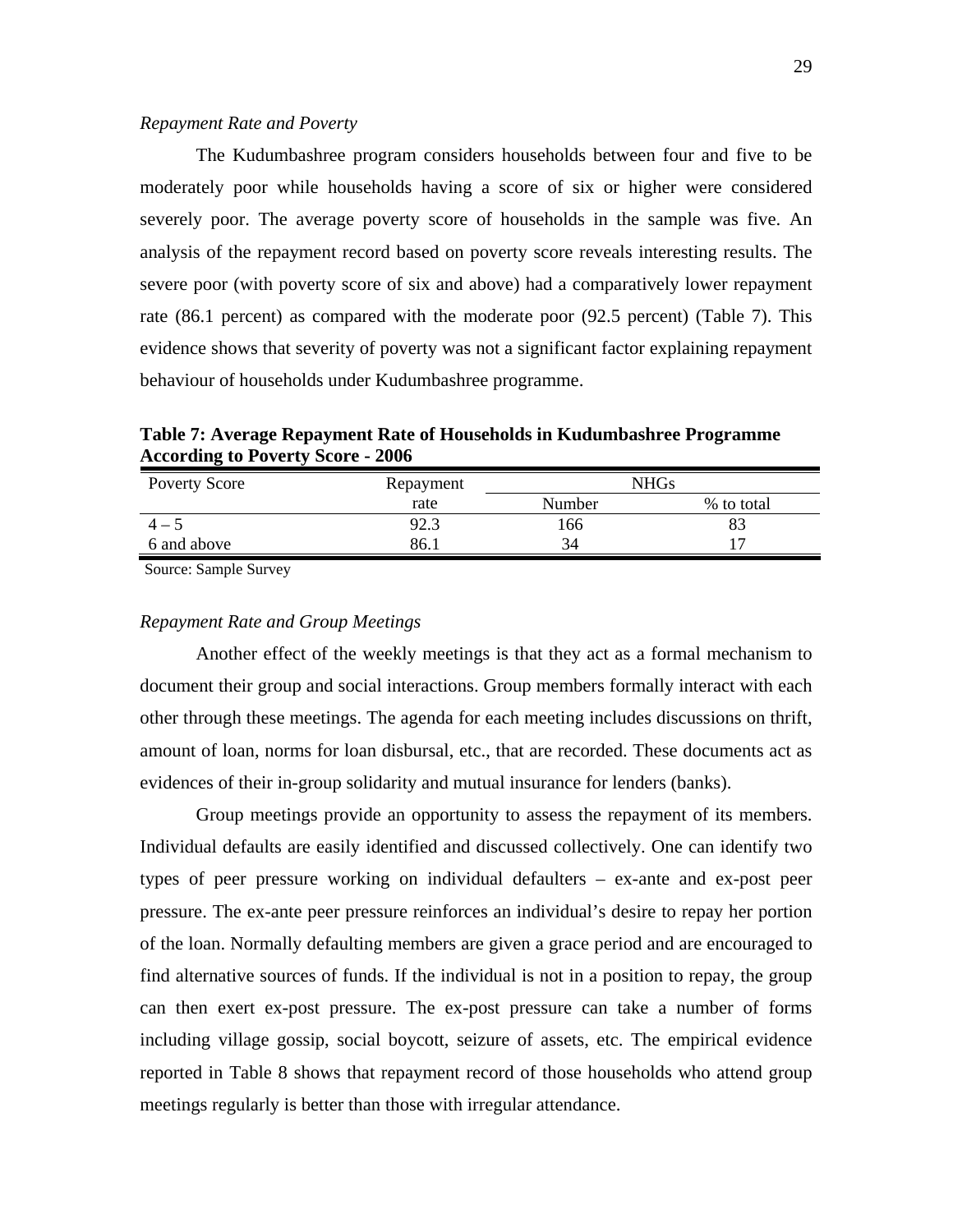*Repayment Rate and Poverty*

The Kudumbashree program considers households between four and five to be moderately poor while households having a score of six or higher were considered severely poor. The average poverty score of households in the sample was five. An analysis of the repayment record based on poverty score reveals interesting results. The severe poor (with poverty score of six and above) had a comparatively lower repayment rate (86.1 percent) as compared with the moderate poor (92.5 percent) (Table 7). This evidence shows that severity of poverty was not a significant factor explaining repayment behaviour of households under Kudumbashree programme.

**Table 7: Average Repayment Rate of Households in Kudumbashree Programme According to Poverty Score - 2006**

| Poverty Score | Repayment rate | NHGs | |
|---|---|---|---|
| | | Number | % to total |
| 4 – 5 | 92.3 | 166 | 83 |
| 6 and above | 86.1 | 34 | 17 |

Source: Sample Survey

*Repayment Rate and Group Meetings*

Another effect of the weekly meetings is that they act as a formal mechanism to document their group and social interactions. Group members formally interact with each other through these meetings. The agenda for each meeting includes discussions on thrift, amount of loan, norms for loan disbursal, etc., that are recorded. These documents act as evidences of their in-group solidarity and mutual insurance for lenders (banks).

Group meetings provide an opportunity to assess the repayment of its members. Individual defaults are easily identified and discussed collectively. One can identify two types of peer pressure working on individual defaulters – ex-ante and ex-post peer pressure. The ex-ante peer pressure reinforces an individual's desire to repay her portion of the loan. Normally defaulting members are given a grace period and are encouraged to find alternative sources of funds. If the individual is not in a position to repay, the group can then exert ex-post pressure. The ex-post pressure can take a number of forms including village gossip, social boycott, seizure of assets, etc. The empirical evidence reported in Table 8 shows that repayment record of those households who attend group meetings regularly is better than those with irregular attendance.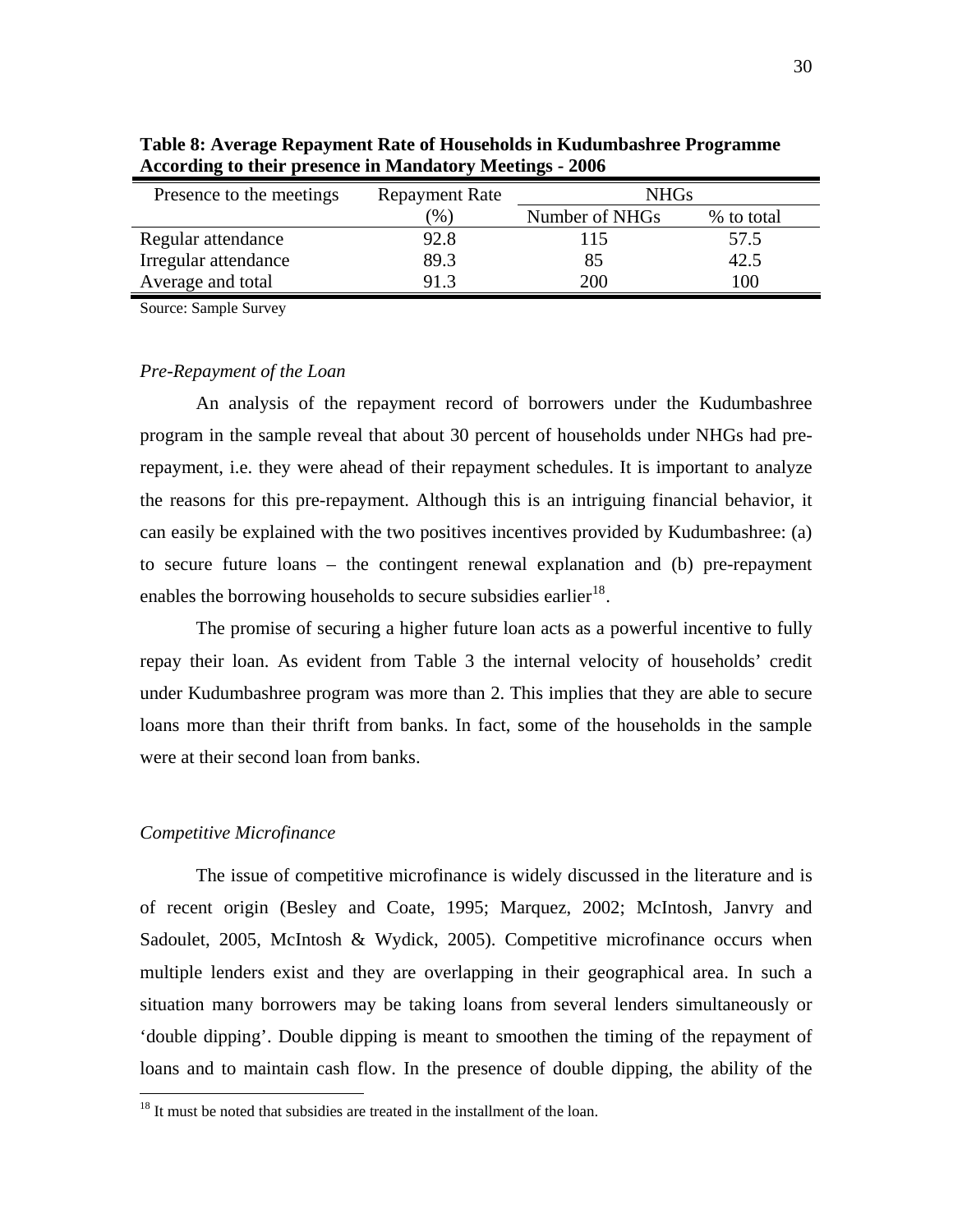**Table 8: Average Repayment Rate of Households in Kudumbashree Programme According to their presence in Mandatory Meetings - 2006**

| Presence to the meetings | Repayment Rate (%) | NHGs | |
|---|---|---|---|
| | | Number of NHGs | % to total |
| Regular attendance | 92.8 | 115 | 57.5 |
| Irregular attendance | 89.3 | 85 | 42.5 |
| Average and total | 91.3 | 200 | 100 |

Source: Sample Survey

*Pre-Repayment of the Loan*

An analysis of the repayment record of borrowers under the Kudumbashree program in the sample reveal that about 30 percent of households under NHGs had pre-repayment, i.e. they were ahead of their repayment schedules. It is important to analyze the reasons for this pre-repayment. Although this is an intriguing financial behavior, it can easily be explained with the two positives incentives provided by Kudumbashree: (a) to secure future loans – the contingent renewal explanation and (b) pre-repayment enables the borrowing households to secure subsidies earlier[18].

The promise of securing a higher future loan acts as a powerful incentive to fully repay their loan. As evident from Table 3 the internal velocity of households' credit under Kudumbashree program was more than 2. This implies that they are able to secure loans more than their thrift from banks. In fact, some of the households in the sample were at their second loan from banks.

*Competitive Microfinance*

The issue of competitive microfinance is widely discussed in the literature and is of recent origin (Besley and Coate, 1995; Marquez, 2002; McIntosh, Janvry and Sadoulet, 2005, McIntosh & Wydick, 2005). Competitive microfinance occurs when multiple lenders exist and they are overlapping in their geographical area. In such a situation many borrowers may be taking loans from several lenders simultaneously or 'double dipping'. Double dipping is meant to smoothen the timing of the repayment of loans and to maintain cash flow. In the presence of double dipping, the ability of the

[18] It must be noted that subsidies are treated in the installment of the loan.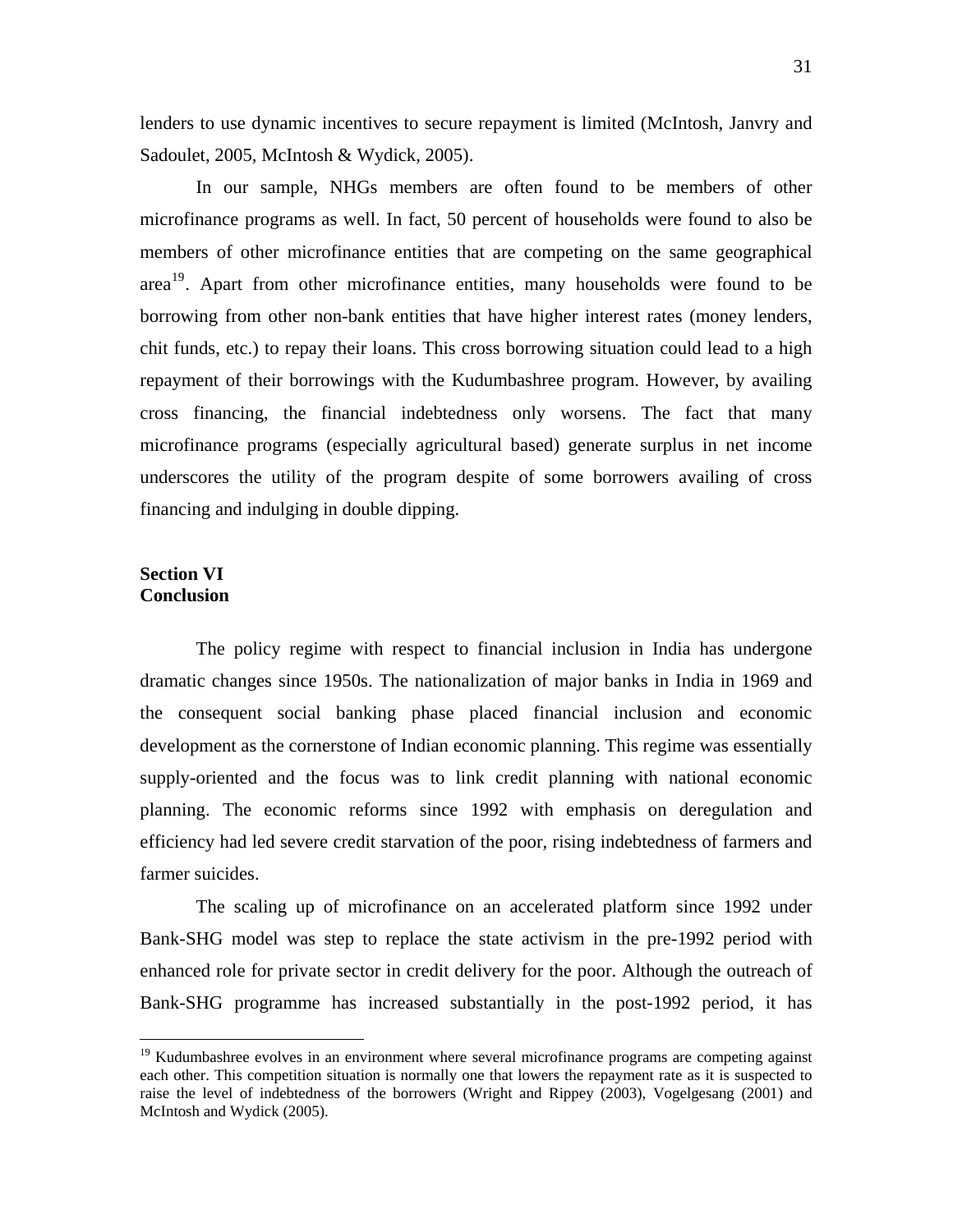lenders to use dynamic incentives to secure repayment is limited (McIntosh, Janvry and Sadoulet, 2005, McIntosh & Wydick, 2005).

In our sample, NHGs members are often found to be members of other microfinance programs as well. In fact, 50 percent of households were found to also be members of other microfinance entities that are competing on the same geographical area[19]. Apart from other microfinance entities, many households were found to be borrowing from other non-bank entities that have higher interest rates (money lenders, chit funds, etc.) to repay their loans. This cross borrowing situation could lead to a high repayment of their borrowings with the Kudumbashree program. However, by availing cross financing, the financial indebtedness only worsens. The fact that many microfinance programs (especially agricultural based) generate surplus in net income underscores the utility of the program despite of some borrowers availing of cross financing and indulging in double dipping.

## Section VI
## Conclusion

The policy regime with respect to financial inclusion in India has undergone dramatic changes since 1950s. The nationalization of major banks in India in 1969 and the consequent social banking phase placed financial inclusion and economic development as the cornerstone of Indian economic planning. This regime was essentially supply-oriented and the focus was to link credit planning with national economic planning. The economic reforms since 1992 with emphasis on deregulation and efficiency had led severe credit starvation of the poor, rising indebtedness of farmers and farmer suicides.

The scaling up of microfinance on an accelerated platform since 1992 under Bank-SHG model was step to replace the state activism in the pre-1992 period with enhanced role for private sector in credit delivery for the poor. Although the outreach of Bank-SHG programme has increased substantially in the post-1992 period, it has

---

[19] Kudumbashree evolves in an environment where several microfinance programs are competing against each other. This competition situation is normally one that lowers the repayment rate as it is suspected to raise the level of indebtedness of the borrowers (Wright and Rippey (2003), Vogelgesang (2001) and McIntosh and Wydick (2005).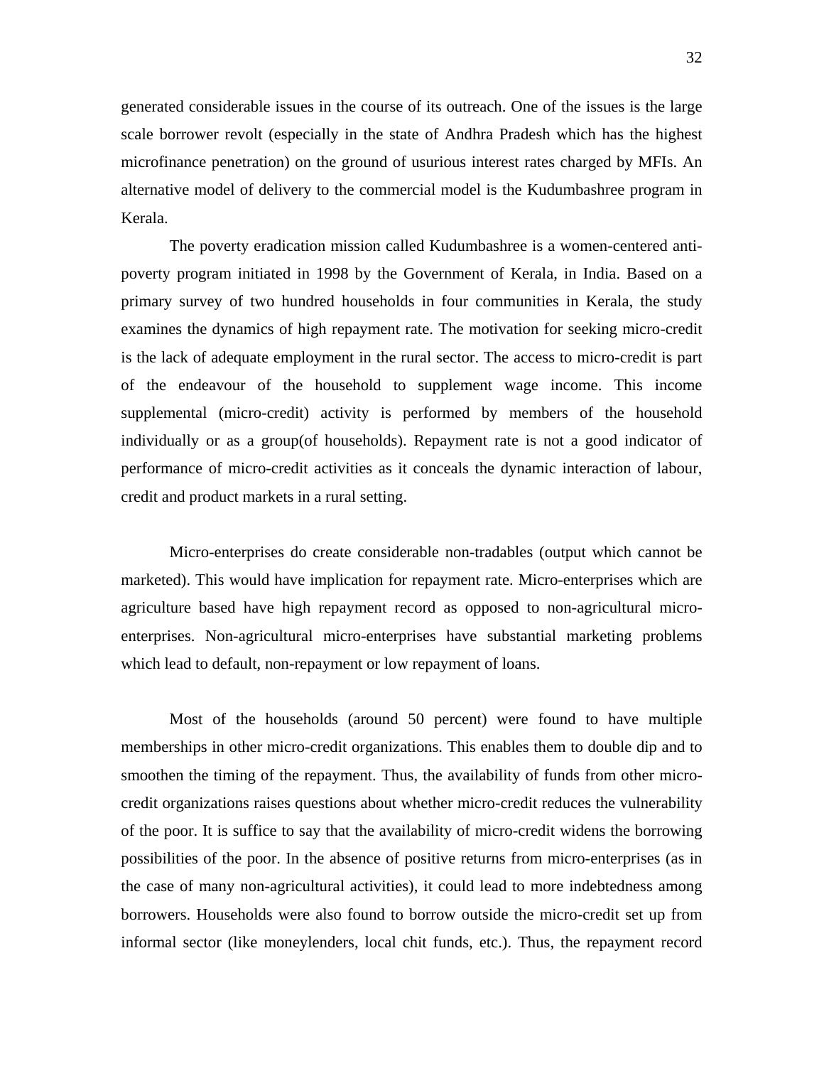generated considerable issues in the course of its outreach. One of the issues is the large scale borrower revolt (especially in the state of Andhra Pradesh which has the highest microfinance penetration) on the ground of usurious interest rates charged by MFIs. An alternative model of delivery to the commercial model is the Kudumbashree program in Kerala.

The poverty eradication mission called Kudumbashree is a women-centered anti-poverty program initiated in 1998 by the Government of Kerala, in India. Based on a primary survey of two hundred households in four communities in Kerala, the study examines the dynamics of high repayment rate. The motivation for seeking micro-credit is the lack of adequate employment in the rural sector. The access to micro-credit is part of the endeavour of the household to supplement wage income. This income supplemental (micro-credit) activity is performed by members of the household individually or as a group(of households). Repayment rate is not a good indicator of performance of micro-credit activities as it conceals the dynamic interaction of labour, credit and product markets in a rural setting.

Micro-enterprises do create considerable non-tradables (output which cannot be marketed). This would have implication for repayment rate. Micro-enterprises which are agriculture based have high repayment record as opposed to non-agricultural micro-enterprises. Non-agricultural micro-enterprises have substantial marketing problems which lead to default, non-repayment or low repayment of loans.

Most of the households (around 50 percent) were found to have multiple memberships in other micro-credit organizations. This enables them to double dip and to smoothen the timing of the repayment. Thus, the availability of funds from other micro-credit organizations raises questions about whether micro-credit reduces the vulnerability of the poor. It is suffice to say that the availability of micro-credit widens the borrowing possibilities of the poor. In the absence of positive returns from micro-enterprises (as in the case of many non-agricultural activities), it could lead to more indebtedness among borrowers. Households were also found to borrow outside the micro-credit set up from informal sector (like moneylenders, local chit funds, etc.). Thus, the repayment record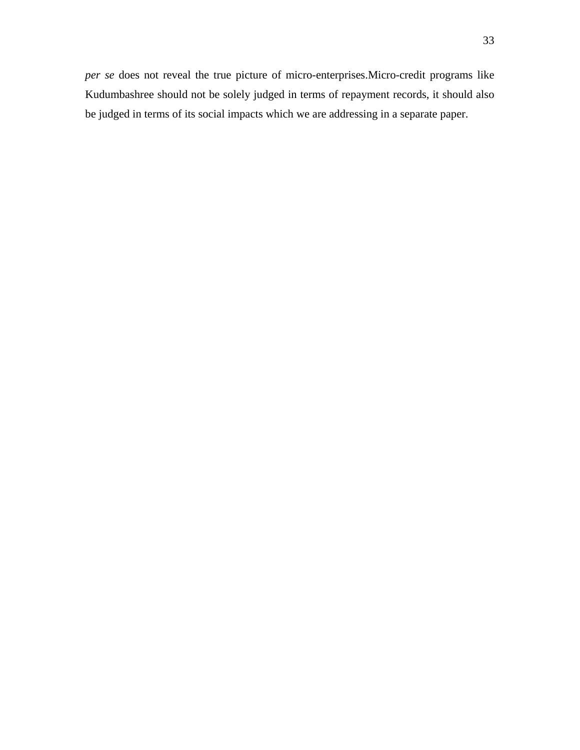*per se* does not reveal the true picture of micro-enterprises.Micro-credit programs like Kudumbashree should not be solely judged in terms of repayment records, it should also be judged in terms of its social impacts which we are addressing in a separate paper.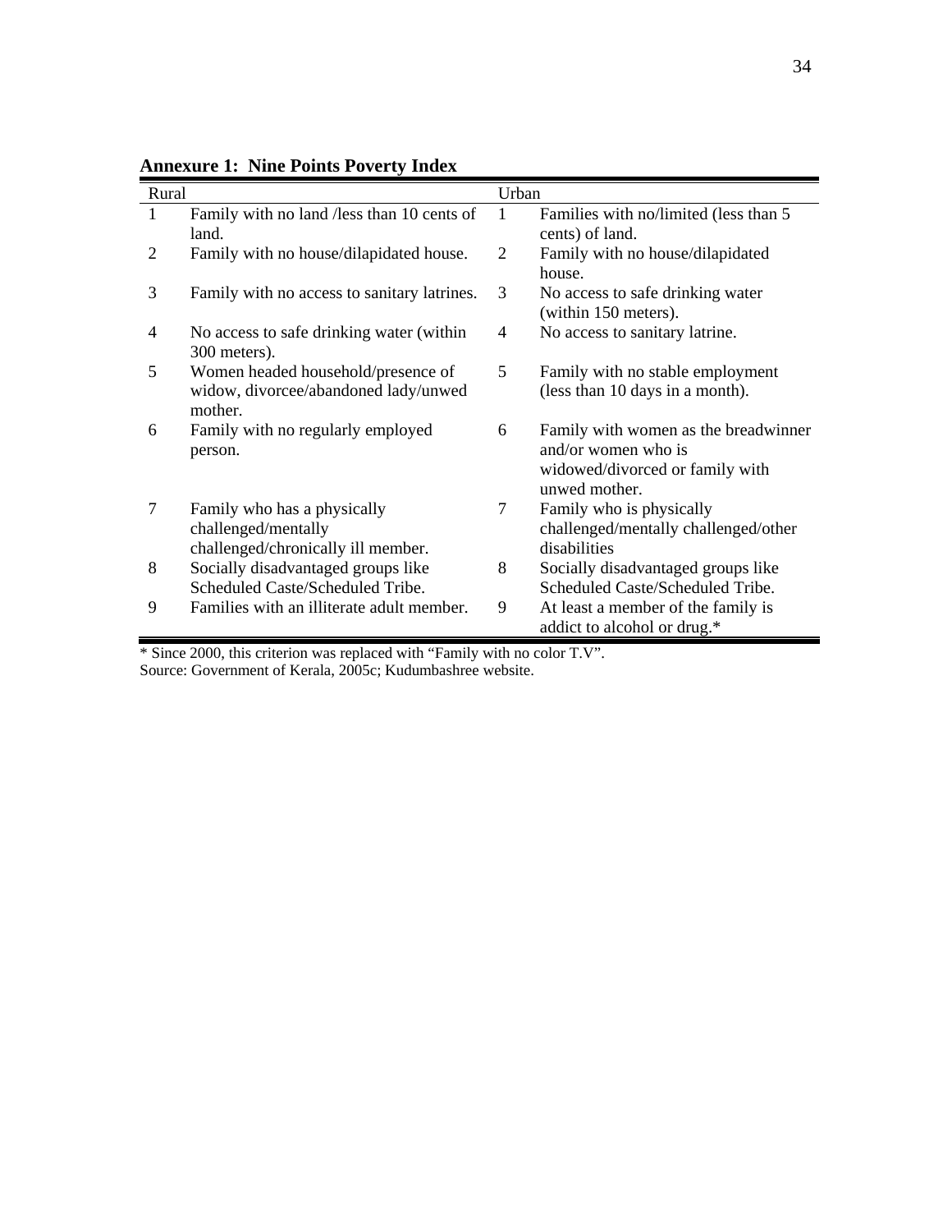**Annexure 1: Nine Points Poverty Index**

| Rural | | Urban | |
|---|---|---|---|
| 1 | Family with no land /less than 10 cents of land. | 1 | Families with no/limited (less than 5 cents) of land. |
| 2 | Family with no house/dilapidated house. | 2 | Family with no house/dilapidated house. |
| 3 | Family with no access to sanitary latrines. | 3 | No access to safe drinking water (within 150 meters). |
| 4 | No access to safe drinking water (within 300 meters). | 4 | No access to sanitary latrine. |
| 5 | Women headed household/presence of widow, divorcee/abandoned lady/unwed mother. | 5 | Family with no stable employment (less than 10 days in a month). |
| 6 | Family with no regularly employed person. | 6 | Family with women as the breadwinner and/or women who is widowed/divorced or family with unwed mother. |
| 7 | Family who has a physically challenged/mentally challenged/chronically ill member. | 7 | Family who is physically challenged/mentally challenged/other disabilities |
| 8 | Socially disadvantaged groups like Scheduled Caste/Scheduled Tribe. | 8 | Socially disadvantaged groups like Scheduled Caste/Scheduled Tribe. |
| 9 | Families with an illiterate adult member. | 9 | At least a member of the family is addict to alcohol or drug.* |

* Since 2000, this criterion was replaced with "Family with no color T.V".

Source: Government of Kerala, 2005c; Kudumbashree website.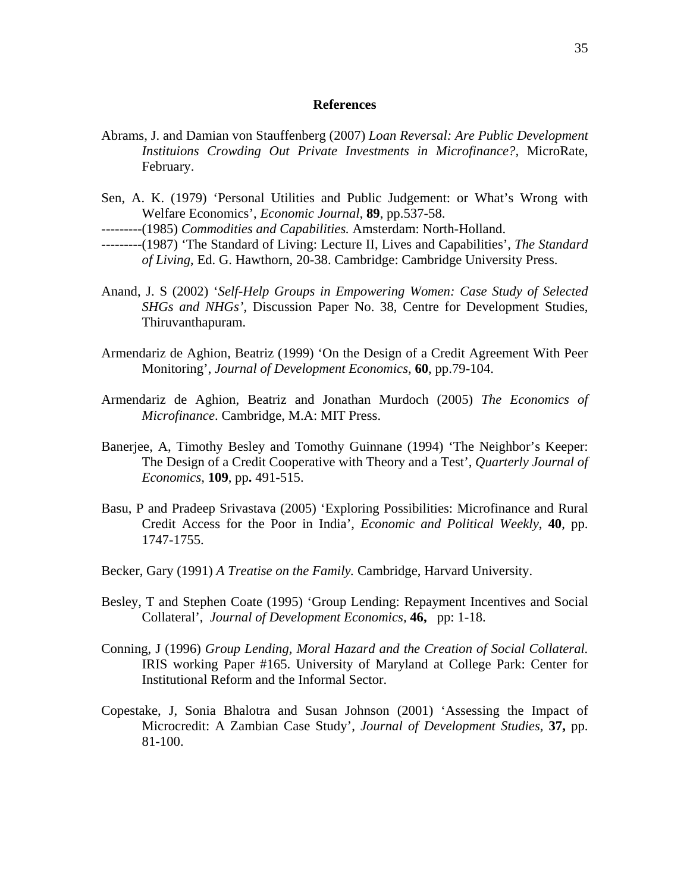## References

Abrams, J. and Damian von Stauffenberg (2007) *Loan Reversal: Are Public Development Instituions Crowding Out Private Investments in Microfinance?*, MicroRate, February.

Sen, A. K. (1979) 'Personal Utilities and Public Judgement: or What's Wrong with Welfare Economics', *Economic Journal*, **89**, pp.537-58.

---------(1985) *Commodities and Capabilities.* Amsterdam: North-Holland.

---------(1987) 'The Standard of Living: Lecture II, Lives and Capabilities', *The Standard of Living*, Ed. G. Hawthorn, 20-38. Cambridge: Cambridge University Press.

Anand, J. S (2002) '*Self-Help Groups in Empowering Women: Case Study of Selected SHGs and NHGs'*, Discussion Paper No. 38, Centre for Development Studies, Thiruvanthapuram.

Armendariz de Aghion, Beatriz (1999) 'On the Design of a Credit Agreement With Peer Monitoring', *Journal of Development Economics*, **60**, pp.79-104.

Armendariz de Aghion, Beatriz and Jonathan Murdoch (2005) *The Economics of Microfinance*. Cambridge, M.A: MIT Press.

Banerjee, A, Timothy Besley and Tomothy Guinnane (1994) 'The Neighbor's Keeper: The Design of a Credit Cooperative with Theory and a Test', *Quarterly Journal of Economics*, **109**, pp**.** 491-515.

Basu, P and Pradeep Srivastava (2005) 'Exploring Possibilities: Microfinance and Rural Credit Access for the Poor in India', *Economic and Political Weekly*, **40**, pp. 1747-1755.

Becker, Gary (1991) *A Treatise on the Family.* Cambridge, Harvard University.

Besley, T and Stephen Coate (1995) 'Group Lending: Repayment Incentives and Social Collateral', *Journal of Development Economics,* **46,** pp: 1-18.

Conning, J (1996) *Group Lending, Moral Hazard and the Creation of Social Collateral.* IRIS working Paper #165. University of Maryland at College Park: Center for Institutional Reform and the Informal Sector.

Copestake, J, Sonia Bhalotra and Susan Johnson (2001) 'Assessing the Impact of Microcredit: A Zambian Case Study', *Journal of Development Studies,* **37,** pp. 81-100.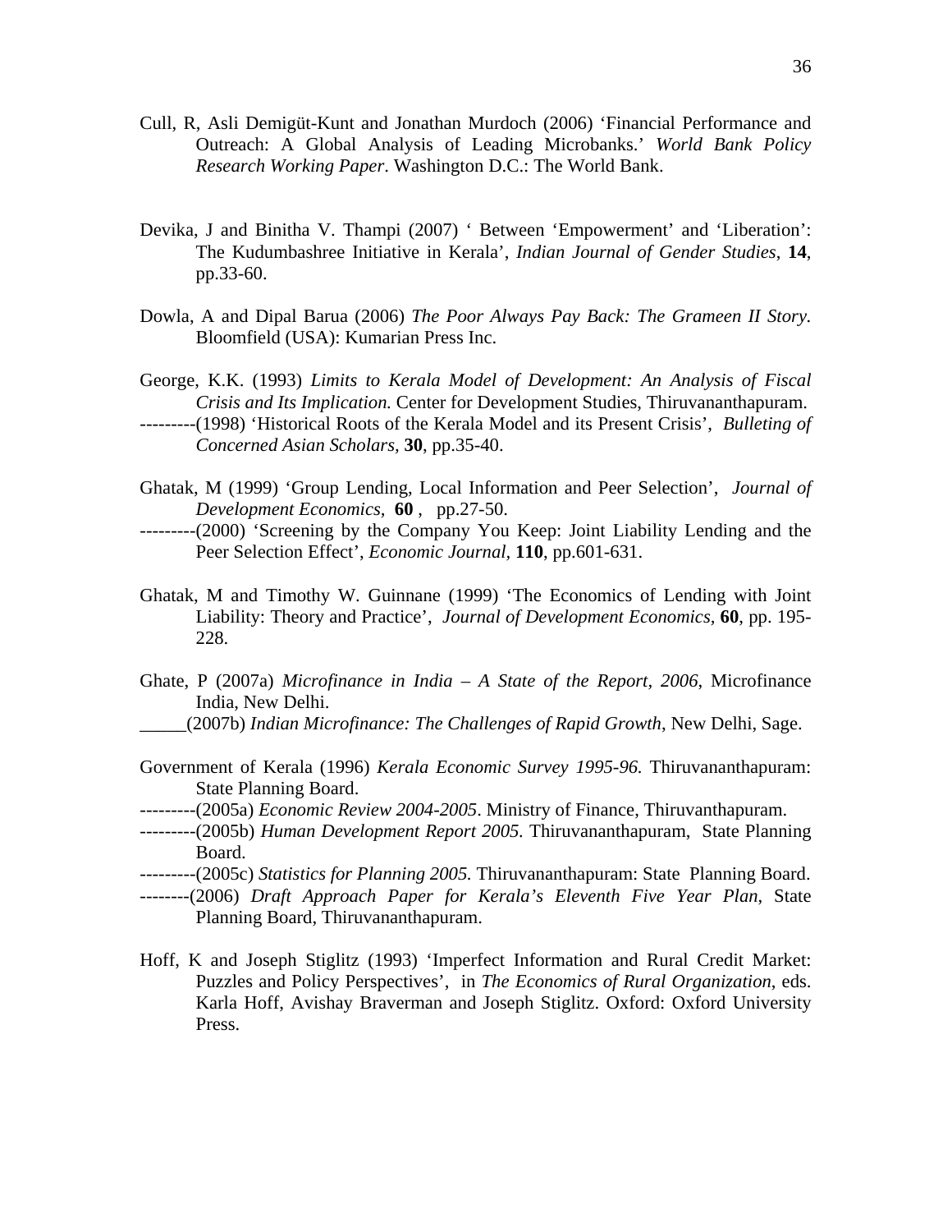Cull, R, Asli Demigüt-Kunt and Jonathan Murdoch (2006) 'Financial Performance and Outreach: A Global Analysis of Leading Microbanks.' *World Bank Policy Research Working Paper*. Washington D.C.: The World Bank.

Devika, J and Binitha V. Thampi (2007) ' Between 'Empowerment' and 'Liberation': The Kudumbashree Initiative in Kerala', *Indian Journal of Gender Studies*, **14**, pp.33-60.

Dowla, A and Dipal Barua (2006) *The Poor Always Pay Back: The Grameen II Story.* Bloomfield (USA): Kumarian Press Inc.

George, K.K. (1993) *Limits to Kerala Model of Development: An Analysis of Fiscal Crisis and Its Implication.* Center for Development Studies, Thiruvananthapuram.

---------(1998) 'Historical Roots of the Kerala Model and its Present Crisis', *Bulleting of Concerned Asian Scholars,* **30**, pp.35-40.

Ghatak, M (1999) 'Group Lending, Local Information and Peer Selection', *Journal of Development Economics*, **60** , pp.27-50.

---------(2000) 'Screening by the Company You Keep: Joint Liability Lending and the Peer Selection Effect', *Economic Journal,* **110**, pp.601-631.

Ghatak, M and Timothy W. Guinnane (1999) 'The Economics of Lending with Joint Liability: Theory and Practice', *Journal of Development Economics,* **60**, pp. 195-228.

Ghate, P (2007a) *Microfinance in India – A State of the Report, 2006*, Microfinance India, New Delhi.

_____(2007b) *Indian Microfinance: The Challenges of Rapid Growth*, New Delhi, Sage.

Government of Kerala (1996) *Kerala Economic Survey 1995-96.* Thiruvananthapuram: State Planning Board.

---------(2005a) *Economic Review 2004-2005*. Ministry of Finance, Thiruvanthapuram.

---------(2005b) *Human Development Report 2005.* Thiruvananthapuram, State Planning Board.

---------(2005c) *Statistics for Planning 2005.* Thiruvananthapuram: State Planning Board.

--------(2006) *Draft Approach Paper for Kerala's Eleventh Five Year Plan*, State Planning Board, Thiruvananthapuram.

Hoff, K and Joseph Stiglitz (1993) 'Imperfect Information and Rural Credit Market: Puzzles and Policy Perspectives', in *The Economics of Rural Organization*, eds. Karla Hoff, Avishay Braverman and Joseph Stiglitz. Oxford: Oxford University Press.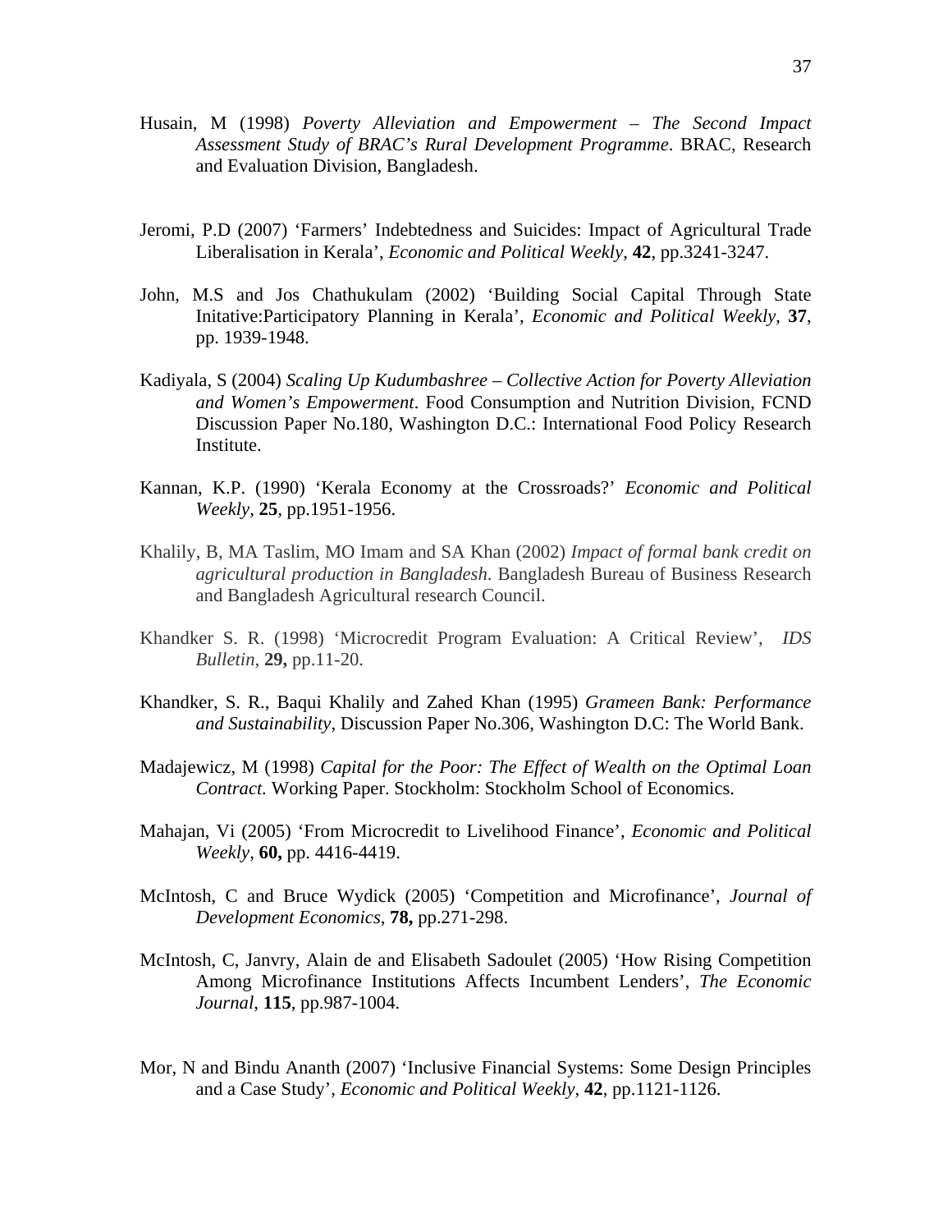Husain, M (1998) *Poverty Alleviation and Empowerment – The Second Impact Assessment Study of BRAC's Rural Development Programme*. BRAC, Research and Evaluation Division, Bangladesh.

Jeromi, P.D (2007) 'Farmers' Indebtedness and Suicides: Impact of Agricultural Trade Liberalisation in Kerala', *Economic and Political Weekly*, **42**, pp.3241-3247.

John, M.S and Jos Chathukulam (2002) 'Building Social Capital Through State Initative:Participatory Planning in Kerala', *Economic and Political Weekly*, **37**, pp. 1939-1948.

Kadiyala, S (2004) *Scaling Up Kudumbashree – Collective Action for Poverty Alleviation and Women's Empowerment*. Food Consumption and Nutrition Division, FCND Discussion Paper No.180, Washington D.C.: International Food Policy Research Institute.

Kannan, K.P. (1990) 'Kerala Economy at the Crossroads?' *Economic and Political Weekly*, **25**, pp.1951-1956.

Khalily, B, MA Taslim, MO Imam and SA Khan (2002) *Impact of formal bank credit on agricultural production in Bangladesh*. Bangladesh Bureau of Business Research and Bangladesh Agricultural research Council.

Khandker S. R. (1998) 'Microcredit Program Evaluation: A Critical Review', *IDS Bulletin*, **29,** pp.11-20.

Khandker, S. R., Baqui Khalily and Zahed Khan (1995) *Grameen Bank: Performance and Sustainability*, Discussion Paper No.306, Washington D.C: The World Bank.

Madajewicz, M (1998) *Capital for the Poor: The Effect of Wealth on the Optimal Loan Contract.* Working Paper. Stockholm: Stockholm School of Economics.

Mahajan, Vi (2005) 'From Microcredit to Livelihood Finance', *Economic and Political Weekly*, **60,** pp. 4416-4419.

McIntosh, C and Bruce Wydick (2005) 'Competition and Microfinance', *Journal of Development Economics*, **78,** pp.271-298.

McIntosh, C, Janvry, Alain de and Elisabeth Sadoulet (2005) 'How Rising Competition Among Microfinance Institutions Affects Incumbent Lenders', *The Economic Journal*, **115**, pp.987-1004.

Mor, N and Bindu Ananth (2007) 'Inclusive Financial Systems: Some Design Principles and a Case Study', *Economic and Political Weekly*, **42**, pp.1121-1126.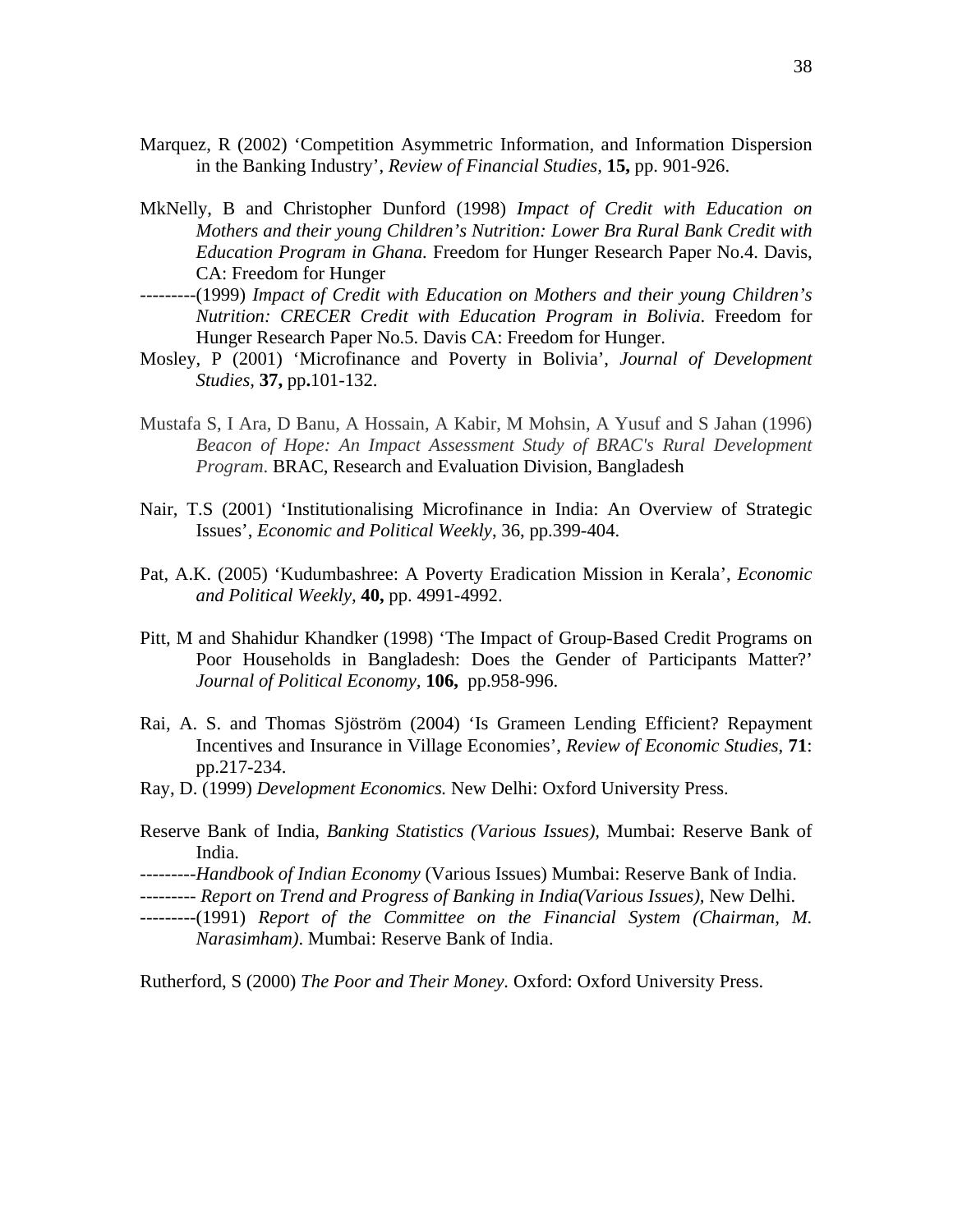Marquez, R (2002) 'Competition Asymmetric Information, and Information Dispersion in the Banking Industry', *Review of Financial Studies*, **15,** pp. 901-926.

MkNelly, B and Christopher Dunford (1998) *Impact of Credit with Education on Mothers and their young Children's Nutrition: Lower Bra Rural Bank Credit with Education Program in Ghana.* Freedom for Hunger Research Paper No.4. Davis, CA: Freedom for Hunger

---------(1999) *Impact of Credit with Education on Mothers and their young Children's Nutrition: CRECER Credit with Education Program in Bolivia*. Freedom for Hunger Research Paper No.5. Davis CA: Freedom for Hunger.

Mosley, P (2001) 'Microfinance and Poverty in Bolivia', *Journal of Development Studies,* **37,** pp**.**101-132.

Mustafa S, I Ara, D Banu, A Hossain, A Kabir, M Mohsin, A Yusuf and S Jahan (1996) *Beacon of Hope: An Impact Assessment Study of BRAC's Rural Development Program*. BRAC, Research and Evaluation Division, Bangladesh

Nair, T.S (2001) 'Institutionalising Microfinance in India: An Overview of Strategic Issues', *Economic and Political Weekly*, 36, pp.399-404.

Pat, A.K. (2005) 'Kudumbashree: A Poverty Eradication Mission in Kerala', *Economic and Political Weekly,* **40,** pp. 4991-4992.

Pitt, M and Shahidur Khandker (1998) 'The Impact of Group-Based Credit Programs on Poor Households in Bangladesh: Does the Gender of Participants Matter?' *Journal of Political Economy,* **106,** pp.958-996.

Rai, A. S. and Thomas Sjöström (2004) 'Is Grameen Lending Efficient? Repayment Incentives and Insurance in Village Economies', *Review of Economic Studies*, **71**: pp.217-234.

Ray, D. (1999) *Development Economics.* New Delhi: Oxford University Press.

Reserve Bank of India, *Banking Statistics (Various Issues),* Mumbai: Reserve Bank of India.

---------*Handbook of Indian Economy* (Various Issues) Mumbai: Reserve Bank of India.

--------- *Report on Trend and Progress of Banking in India(Various Issues),* New Delhi.

---------(1991) *Report of the Committee on the Financial System (Chairman, M. Narasimham)*. Mumbai: Reserve Bank of India.

Rutherford, S (2000) *The Poor and Their Money.* Oxford: Oxford University Press.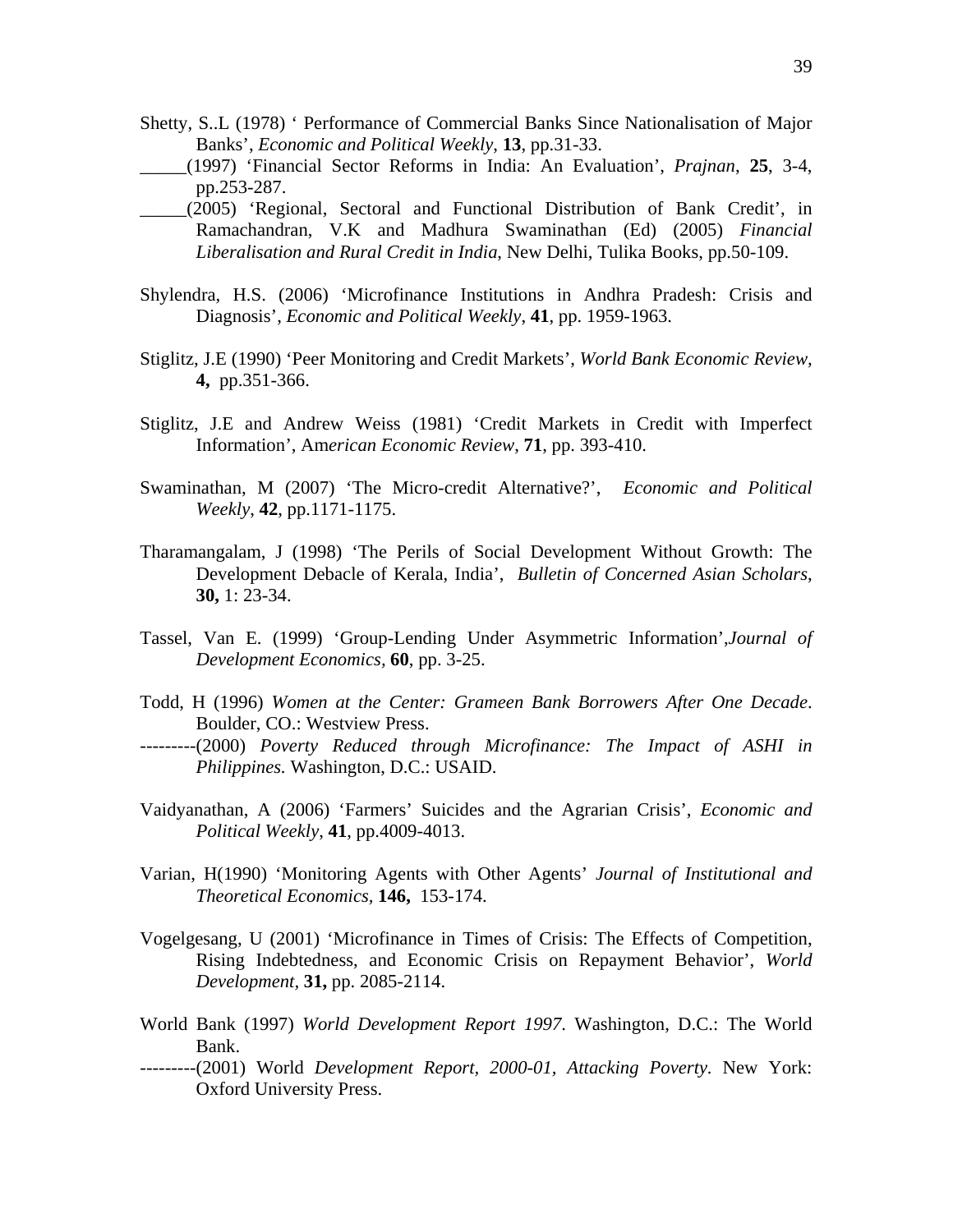Shetty, S..L (1978) ‘ Performance of Commercial Banks Since Nationalisation of Major Banks’, *Economic and Political Weekly*, **13**, pp.31-33.

_____(1997) ‘Financial Sector Reforms in India: An Evaluation’, *Prajnan*, **25**, 3-4, pp.253-287.

_____(2005) ‘Regional, Sectoral and Functional Distribution of Bank Credit’, in Ramachandran, V.K and Madhura Swaminathan (Ed) (2005) *Financial Liberalisation and Rural Credit in India*, New Delhi, Tulika Books, pp.50-109.

Shylendra, H.S. (2006) ‘Microfinance Institutions in Andhra Pradesh: Crisis and Diagnosis’, *Economic and Political Weekly*, **41**, pp. 1959-1963.

Stiglitz, J.E (1990) ‘Peer Monitoring and Credit Markets’, *World Bank Economic Review*, **4,** pp.351-366.

Stiglitz, J.E and Andrew Weiss (1981) ‘Credit Markets in Credit with Imperfect Information’, *American Economic Review*, **71**, pp. 393-410.

Swaminathan, M (2007) ‘The Micro-credit Alternative?’, *Economic and Political Weekly*, **42**, pp.1171-1175.

Tharamangalam, J (1998) ‘The Perils of Social Development Without Growth: The Development Debacle of Kerala, India’, *Bulletin of Concerned Asian Scholars*, **30,** 1: 23-34.

Tassel, Van E. (1999) ‘Group-Lending Under Asymmetric Information’,*Journal of Development Economics*, **60**, pp. 3-25.

Todd, H (1996) *Women at the Center: Grameen Bank Borrowers After One Decade*. Boulder, CO.: Westview Press.

---------(2000) *Poverty Reduced through Microfinance: The Impact of ASHI in Philippines.* Washington, D.C.: USAID.

Vaidyanathan, A (2006) ‘Farmers’ Suicides and the Agrarian Crisis’, *Economic and Political Weekly*, **41**, pp.4009-4013.

Varian, H(1990) ‘Monitoring Agents with Other Agents’ *Journal of Institutional and Theoretical Economics*, **146,** 153-174.

Vogelgesang, U (2001) ‘Microfinance in Times of Crisis: The Effects of Competition, Rising Indebtedness, and Economic Crisis on Repayment Behavior’, *World Development*, **31,** pp. 2085-2114.

World Bank (1997) *World Development Report 1997*. Washington, D.C.: The World Bank.

---------(2001) World *Development Report, 2000-01, Attacking Poverty*. New York: Oxford University Press.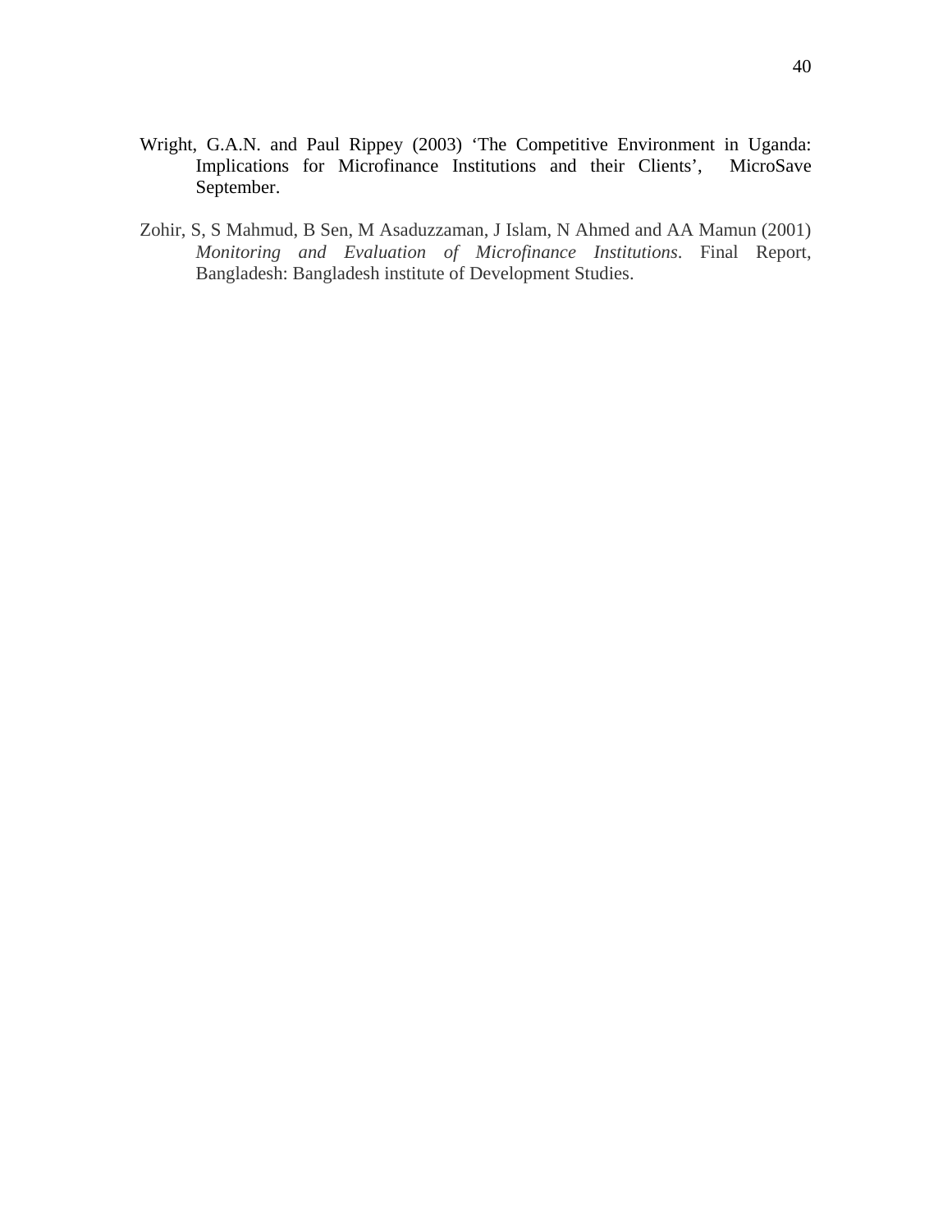Wright, G.A.N. and Paul Rippey (2003) 'The Competitive Environment in Uganda: Implications for Microfinance Institutions and their Clients', MicroSave September.

Zohir, S, S Mahmud, B Sen, M Asaduzzaman, J Islam, N Ahmed and AA Mamun (2001) *Monitoring and Evaluation of Microfinance Institutions*. Final Report, Bangladesh: Bangladesh institute of Development Studies.